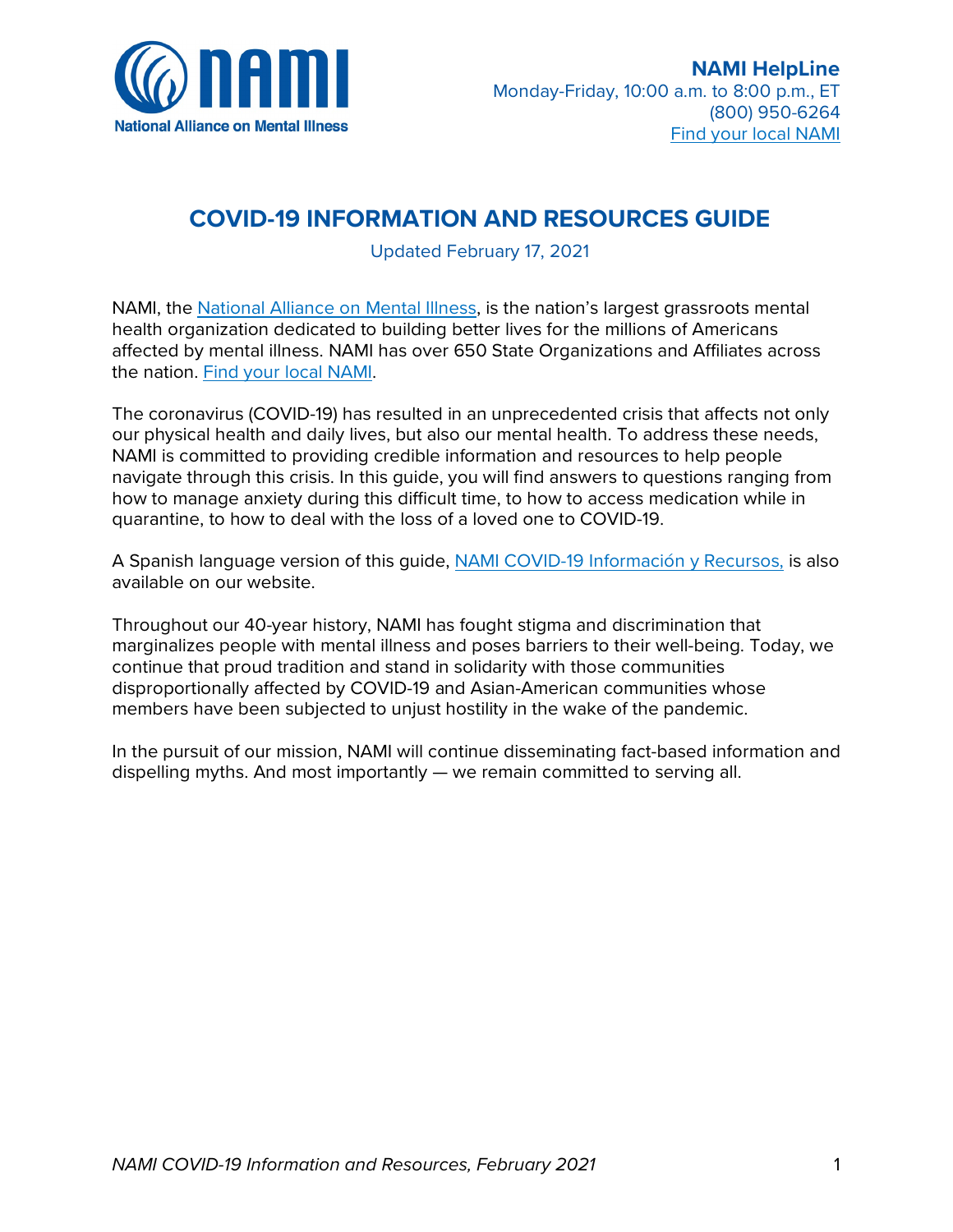**NAMI HelpLine**
Monday-Friday, 10:00 a.m. to 8:00 p.m., ET
(800) 950-6264
[Find your local NAMI]

# COVID-19 INFORMATION AND RESOURCES GUIDE

Updated February 17, 2021

NAMI, the National Alliance on Mental Illness, is the nation's largest grassroots mental health organization dedicated to building better lives for the millions of Americans affected by mental illness. NAMI has over 650 State Organizations and Affiliates across the nation. Find your local NAMI.

The coronavirus (COVID-19) has resulted in an unprecedented crisis that affects not only our physical health and daily lives, but also our mental health. To address these needs, NAMI is committed to providing credible information and resources to help people navigate through this crisis. In this guide, you will find answers to questions ranging from how to manage anxiety during this difficult time, to how to access medication while in quarantine, to how to deal with the loss of a loved one to COVID-19.

A Spanish language version of this guide, NAMI COVID-19 Información y Recursos, is also available on our website.

Throughout our 40-year history, NAMI has fought stigma and discrimination that marginalizes people with mental illness and poses barriers to their well-being. Today, we continue that proud tradition and stand in solidarity with those communities disproportionally affected by COVID-19 and Asian-American communities whose members have been subjected to unjust hostility in the wake of the pandemic.

In the pursuit of our mission, NAMI will continue disseminating fact-based information and dispelling myths. And most importantly — we remain committed to serving all.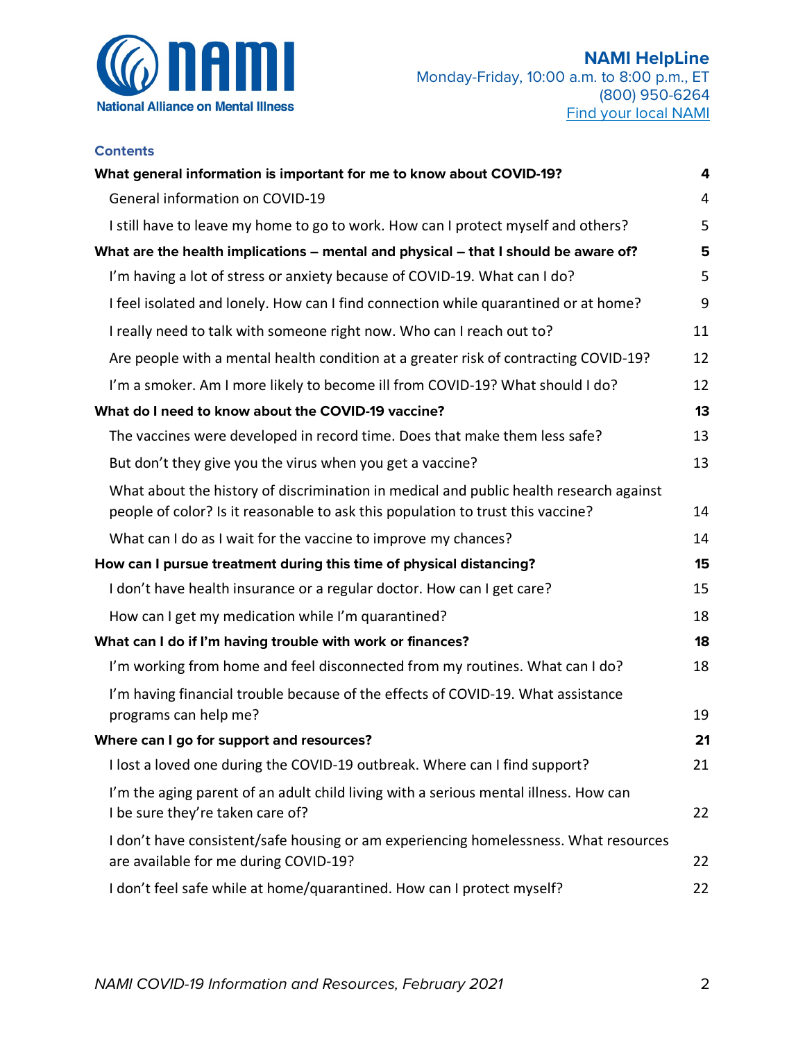**NAMI HelpLine**
Monday-Friday, 10:00 a.m. to 8:00 p.m., ET
(800) 950-6264
Find your local NAMI

## Contents

| | |
|---|---|
| **What general information is important for me to know about COVID-19?** | **4** |
| General information on COVID-19 | 4 |
| I still have to leave my home to go to work. How can I protect myself and others? | 5 |
| **What are the health implications – mental and physical – that I should be aware of?** | **5** |
| I'm having a lot of stress or anxiety because of COVID-19. What can I do? | 5 |
| I feel isolated and lonely. How can I find connection while quarantined or at home? | 9 |
| I really need to talk with someone right now. Who can I reach out to? | 11 |
| Are people with a mental health condition at a greater risk of contracting COVID-19? | 12 |
| I'm a smoker. Am I more likely to become ill from COVID-19? What should I do? | 12 |
| **What do I need to know about the COVID-19 vaccine?** | **13** |
| The vaccines were developed in record time. Does that make them less safe? | 13 |
| But don't they give you the virus when you get a vaccine? | 13 |
| What about the history of discrimination in medical and public health research against people of color? Is it reasonable to ask this population to trust this vaccine? | 14 |
| What can I do as I wait for the vaccine to improve my chances? | 14 |
| **How can I pursue treatment during this time of physical distancing?** | **15** |
| I don't have health insurance or a regular doctor. How can I get care? | 15 |
| How can I get my medication while I'm quarantined? | 18 |
| **What can I do if I'm having trouble with work or finances?** | **18** |
| I'm working from home and feel disconnected from my routines. What can I do? | 18 |
| I'm having financial trouble because of the effects of COVID-19. What assistance programs can help me? | 19 |
| **Where can I go for support and resources?** | **21** |
| I lost a loved one during the COVID-19 outbreak. Where can I find support? | 21 |
| I'm the aging parent of an adult child living with a serious mental illness. How can I be sure they're taken care of? | 22 |
| I don't have consistent/safe housing or am experiencing homelessness. What resources are available for me during COVID-19? | 22 |
| I don't feel safe while at home/quarantined. How can I protect myself? | 22 |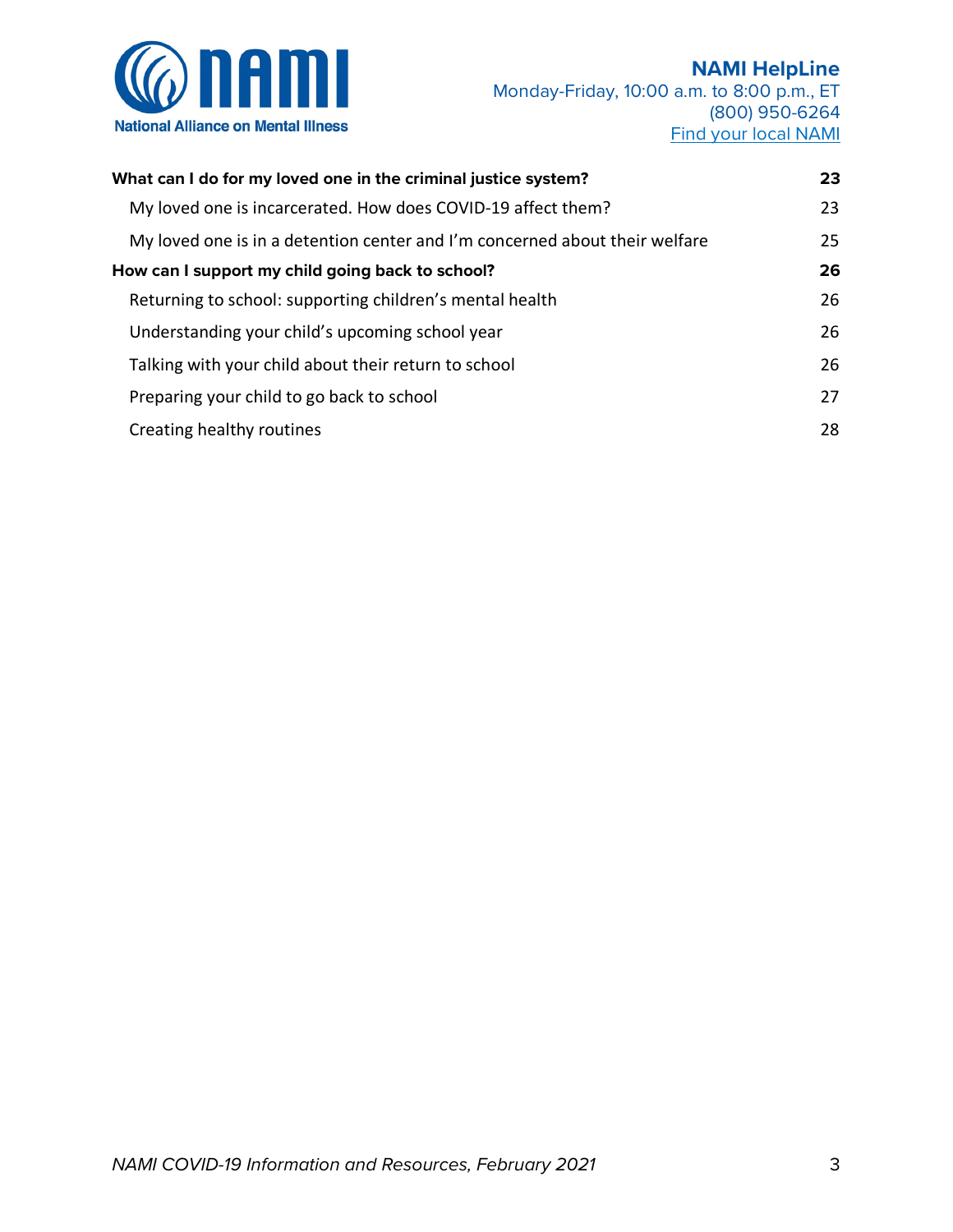| | |
|---|---|
| **What can I do for my loved one in the criminal justice system?** | **23** |
| My loved one is incarcerated. How does COVID-19 affect them? | 23 |
| My loved one is in a detention center and I'm concerned about their welfare | 25 |
| **How can I support my child going back to school?** | **26** |
| Returning to school: supporting children's mental health | 26 |
| Understanding your child's upcoming school year | 26 |
| Talking with your child about their return to school | 26 |
| Preparing your child to go back to school | 27 |
| Creating healthy routines | 28 |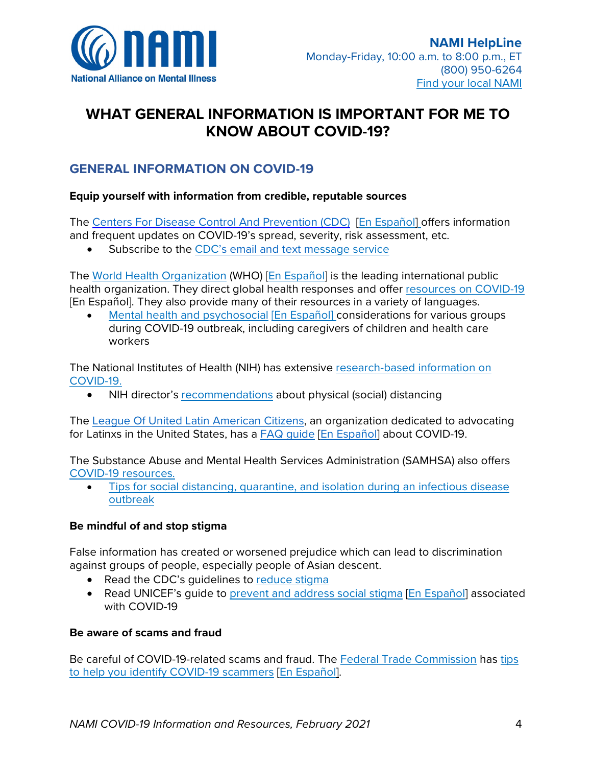# WHAT GENERAL INFORMATION IS IMPORTANT FOR ME TO KNOW ABOUT COVID-19?

## GENERAL INFORMATION ON COVID-19

**Equip yourself with information from credible, reputable sources**

The Centers For Disease Control And Prevention (CDC) [En Español] offers information and frequent updates on COVID-19's spread, severity, risk assessment, etc.

- Subscribe to the CDC's email and text message service

The World Health Organization (WHO) [En Español] is the leading international public health organization. They direct global health responses and offer resources on COVID-19 [En Español]. They also provide many of their resources in a variety of languages.

- Mental health and psychosocial [En Español] considerations for various groups during COVID-19 outbreak, including caregivers of children and health care workers

The National Institutes of Health (NIH) has extensive research-based information on COVID-19.

- NIH director's recommendations about physical (social) distancing

The League Of United Latin American Citizens, an organization dedicated to advocating for Latinxs in the United States, has a FAQ guide [En Español] about COVID-19.

The Substance Abuse and Mental Health Services Administration (SAMHSA) also offers COVID-19 resources.

- Tips for social distancing, quarantine, and isolation during an infectious disease outbreak

**Be mindful of and stop stigma**

False information has created or worsened prejudice which can lead to discrimination against groups of people, especially people of Asian descent.

- Read the CDC's guidelines to reduce stigma
- Read UNICEF's guide to prevent and address social stigma [En Español] associated with COVID-19

**Be aware of scams and fraud**

Be careful of COVID-19-related scams and fraud. The Federal Trade Commission has tips to help you identify COVID-19 scammers [En Español].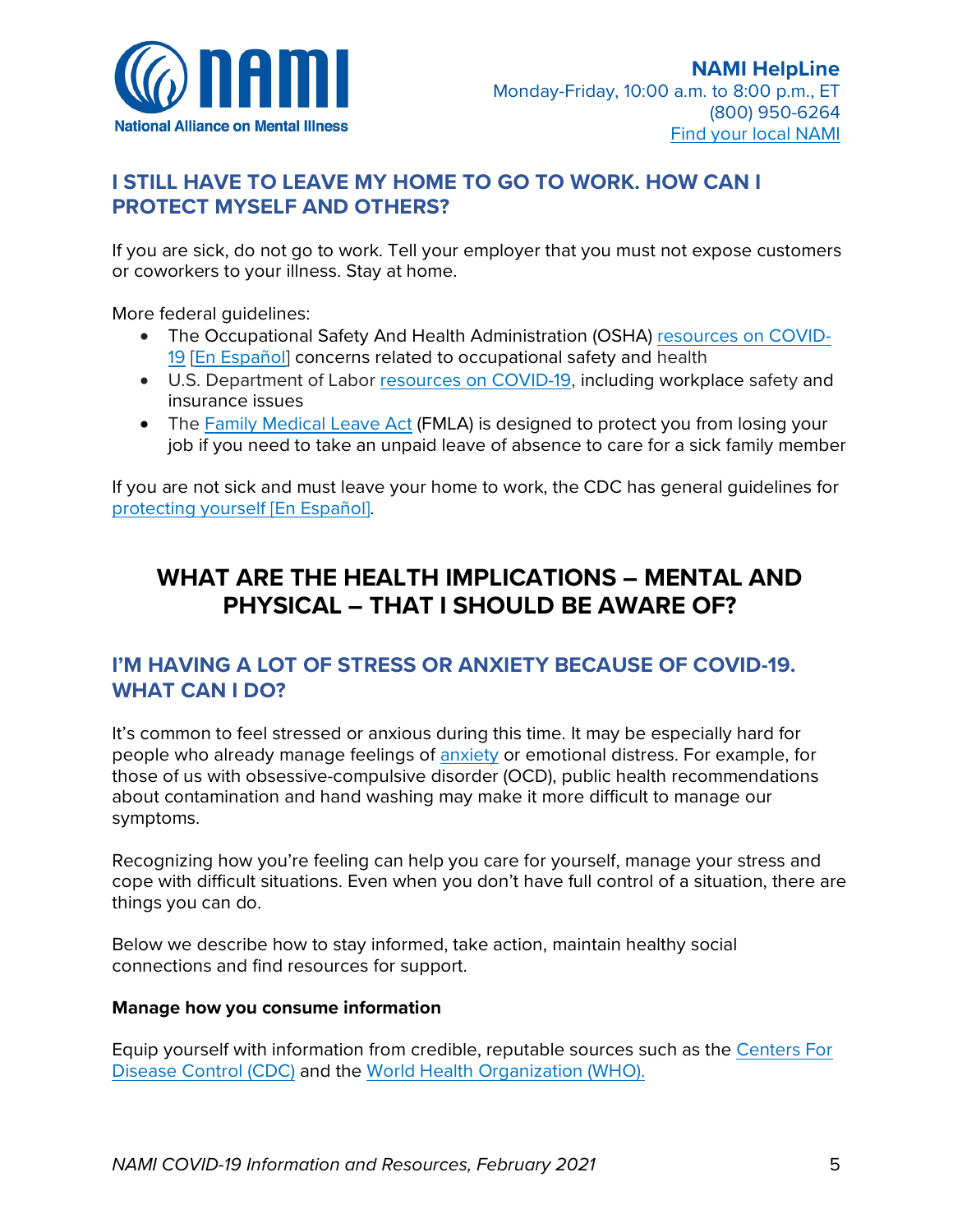## I STILL HAVE TO LEAVE MY HOME TO GO TO WORK. HOW CAN I PROTECT MYSELF AND OTHERS?

If you are sick, do not go to work. Tell your employer that you must not expose customers or coworkers to your illness. Stay at home.

More federal guidelines:

- The Occupational Safety And Health Administration (OSHA) resources on COVID-19 [En Español] concerns related to occupational safety and health
- U.S. Department of Labor resources on COVID-19, including workplace safety and insurance issues
- The Family Medical Leave Act (FMLA) is designed to protect you from losing your job if you need to take an unpaid leave of absence to care for a sick family member

If you are not sick and must leave your home to work, the CDC has general guidelines for protecting yourself [En Español].

# WHAT ARE THE HEALTH IMPLICATIONS – MENTAL AND PHYSICAL – THAT I SHOULD BE AWARE OF?

## I'M HAVING A LOT OF STRESS OR ANXIETY BECAUSE OF COVID-19. WHAT CAN I DO?

It's common to feel stressed or anxious during this time. It may be especially hard for people who already manage feelings of anxiety or emotional distress. For example, for those of us with obsessive-compulsive disorder (OCD), public health recommendations about contamination and hand washing may make it more difficult to manage our symptoms.

Recognizing how you're feeling can help you care for yourself, manage your stress and cope with difficult situations. Even when you don't have full control of a situation, there are things you can do.

Below we describe how to stay informed, take action, maintain healthy social connections and find resources for support.

**Manage how you consume information**

Equip yourself with information from credible, reputable sources such as the Centers For Disease Control (CDC) and the World Health Organization (WHO).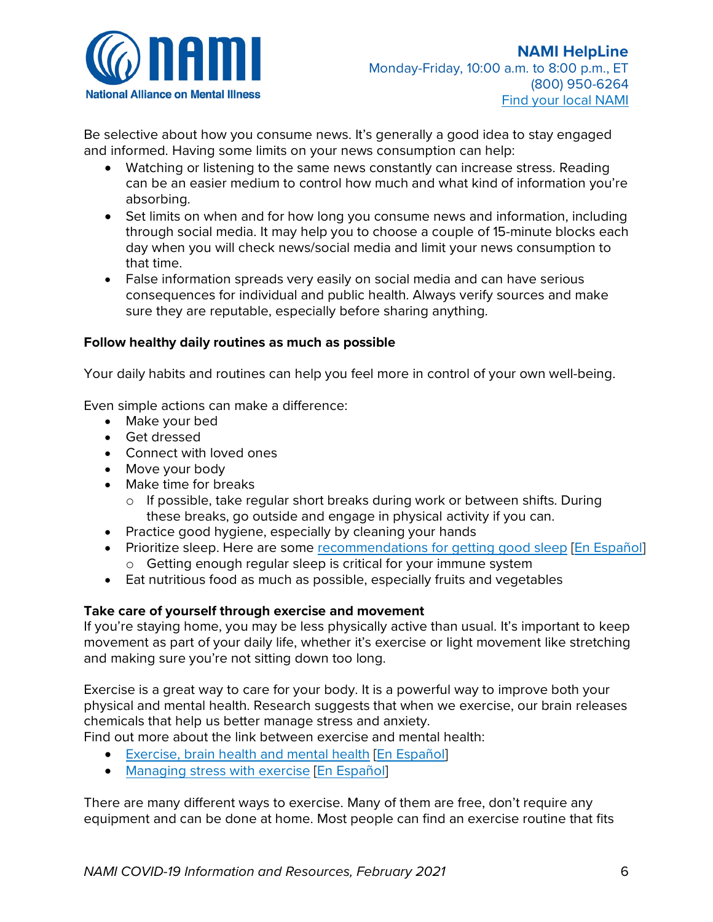Be selective about how you consume news. It's generally a good idea to stay engaged and informed. Having some limits on your news consumption can help:

- Watching or listening to the same news constantly can increase stress. Reading can be an easier medium to control how much and what kind of information you're absorbing.
- Set limits on when and for how long you consume news and information, including through social media. It may help you to choose a couple of 15-minute blocks each day when you will check news/social media and limit your news consumption to that time.
- False information spreads very easily on social media and can have serious consequences for individual and public health. Always verify sources and make sure they are reputable, especially before sharing anything.

**Follow healthy daily routines as much as possible**

Your daily habits and routines can help you feel more in control of your own well-being.

Even simple actions can make a difference:

- Make your bed
- Get dressed
- Connect with loved ones
- Move your body
- Make time for breaks
  - If possible, take regular short breaks during work or between shifts. During these breaks, go outside and engage in physical activity if you can.
- Practice good hygiene, especially by cleaning your hands
- Prioritize sleep. Here are some recommendations for getting good sleep [En Español]
  - Getting enough regular sleep is critical for your immune system
- Eat nutritious food as much as possible, especially fruits and vegetables

**Take care of yourself through exercise and movement**

If you're staying home, you may be less physically active than usual. It's important to keep movement as part of your daily life, whether it's exercise or light movement like stretching and making sure you're not sitting down too long.

Exercise is a great way to care for your body. It is a powerful way to improve both your physical and mental health. Research suggests that when we exercise, our brain releases chemicals that help us better manage stress and anxiety.

Find out more about the link between exercise and mental health:

- Exercise, brain health and mental health [En Español]
- Managing stress with exercise [En Español]

There are many different ways to exercise. Many of them are free, don't require any equipment and can be done at home. Most people can find an exercise routine that fits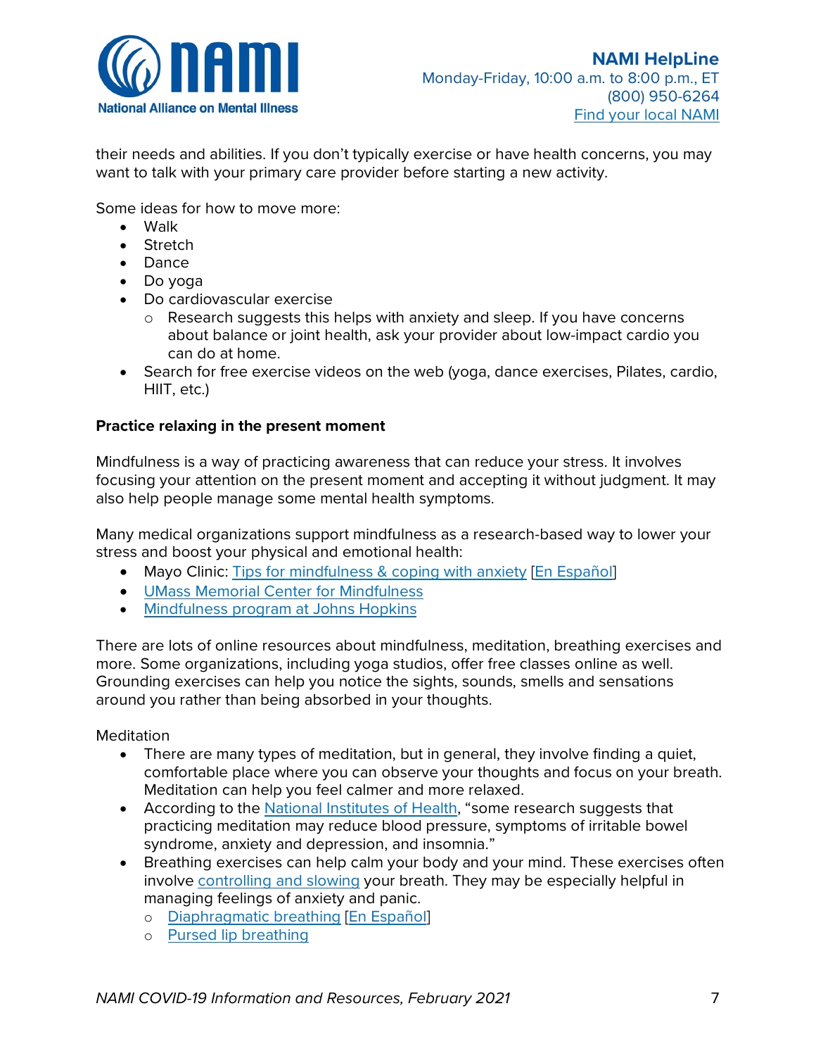their needs and abilities. If you don't typically exercise or have health concerns, you may want to talk with your primary care provider before starting a new activity.

Some ideas for how to move more:

- Walk
- Stretch
- Dance
- Do yoga
- Do cardiovascular exercise
    - Research suggests this helps with anxiety and sleep. If you have concerns about balance or joint health, ask your provider about low-impact cardio you can do at home.
- Search for free exercise videos on the web (yoga, dance exercises, Pilates, cardio, HIIT, etc.)

**Practice relaxing in the present moment**

Mindfulness is a way of practicing awareness that can reduce your stress. It involves focusing your attention on the present moment and accepting it without judgment. It may also help people manage some mental health symptoms.

Many medical organizations support mindfulness as a research-based way to lower your stress and boost your physical and emotional health:

- Mayo Clinic: Tips for mindfulness & coping with anxiety [En Español]
- UMass Memorial Center for Mindfulness
- Mindfulness program at Johns Hopkins

There are lots of online resources about mindfulness, meditation, breathing exercises and more. Some organizations, including yoga studios, offer free classes online as well. Grounding exercises can help you notice the sights, sounds, smells and sensations around you rather than being absorbed in your thoughts.

Meditation

- There are many types of meditation, but in general, they involve finding a quiet, comfortable place where you can observe your thoughts and focus on your breath. Meditation can help you feel calmer and more relaxed.
- According to the National Institutes of Health, "some research suggests that practicing meditation may reduce blood pressure, symptoms of irritable bowel syndrome, anxiety and depression, and insomnia."
- Breathing exercises can help calm your body and your mind. These exercises often involve controlling and slowing your breath. They may be especially helpful in managing feelings of anxiety and panic.
    - Diaphragmatic breathing [En Español]
    - Pursed lip breathing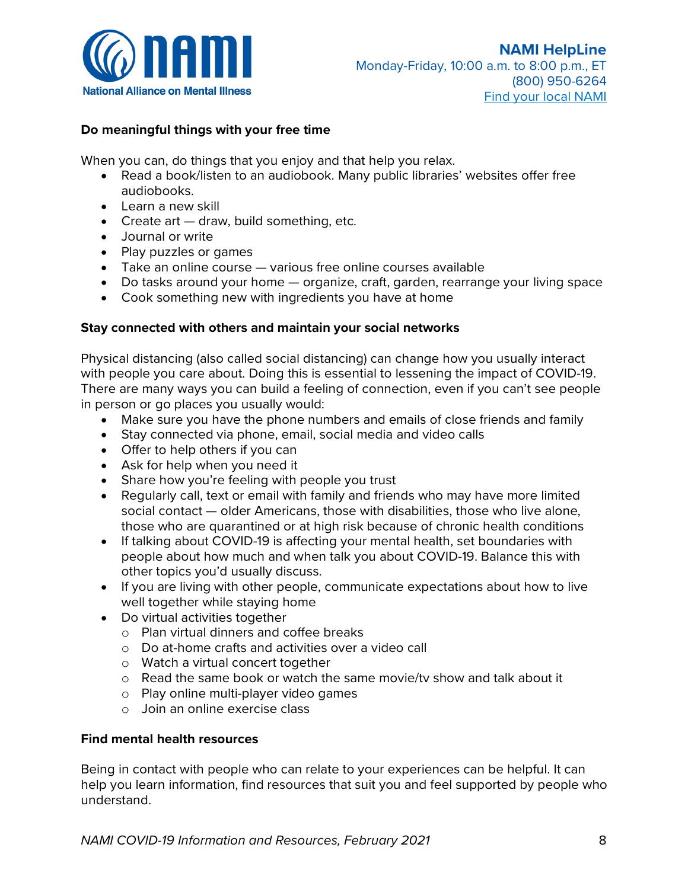### Do meaningful things with your free time

When you can, do things that you enjoy and that help you relax.

- Read a book/listen to an audiobook. Many public libraries' websites offer free audiobooks.
- Learn a new skill
- Create art — draw, build something, etc.
- Journal or write
- Play puzzles or games
- Take an online course — various free online courses available
- Do tasks around your home — organize, craft, garden, rearrange your living space
- Cook something new with ingredients you have at home

### Stay connected with others and maintain your social networks

Physical distancing (also called social distancing) can change how you usually interact with people you care about. Doing this is essential to lessening the impact of COVID-19. There are many ways you can build a feeling of connection, even if you can't see people in person or go places you usually would:

- Make sure you have the phone numbers and emails of close friends and family
- Stay connected via phone, email, social media and video calls
- Offer to help others if you can
- Ask for help when you need it
- Share how you're feeling with people you trust
- Regularly call, text or email with family and friends who may have more limited social contact — older Americans, those with disabilities, those who live alone, those who are quarantined or at high risk because of chronic health conditions
- If talking about COVID-19 is affecting your mental health, set boundaries with people about how much and when talk you about COVID-19. Balance this with other topics you'd usually discuss.
- If you are living with other people, communicate expectations about how to live well together while staying home
- Do virtual activities together
  - Plan virtual dinners and coffee breaks
  - Do at-home crafts and activities over a video call
  - Watch a virtual concert together
  - Read the same book or watch the same movie/tv show and talk about it
  - Play online multi-player video games
  - Join an online exercise class

### Find mental health resources

Being in contact with people who can relate to your experiences can be helpful. It can help you learn information, find resources that suit you and feel supported by people who understand.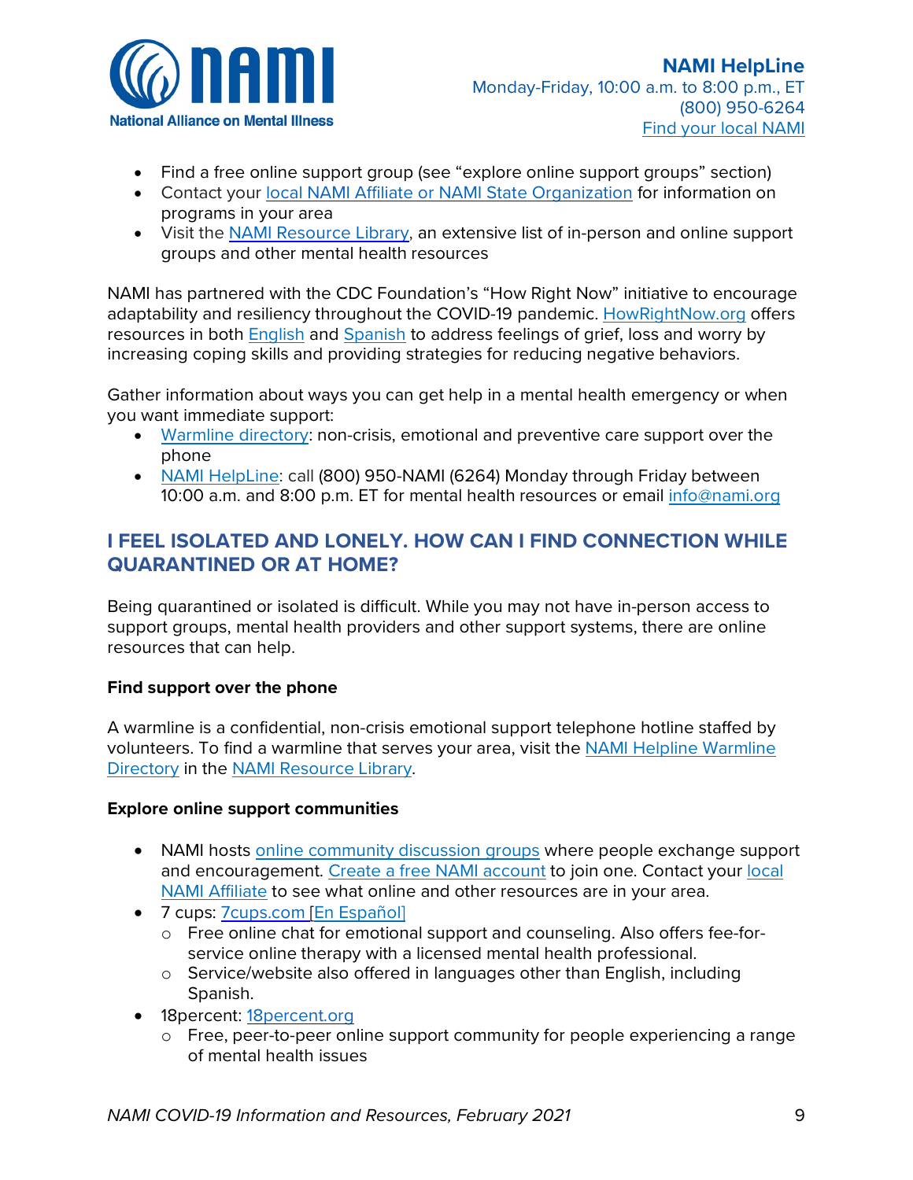- Find a free online support group (see "explore online support groups" section)
- Contact your local NAMI Affiliate or NAMI State Organization for information on programs in your area
- Visit the NAMI Resource Library, an extensive list of in-person and online support groups and other mental health resources

NAMI has partnered with the CDC Foundation's "How Right Now" initiative to encourage adaptability and resiliency throughout the COVID-19 pandemic. HowRightNow.org offers resources in both English and Spanish to address feelings of grief, loss and worry by increasing coping skills and providing strategies for reducing negative behaviors.

Gather information about ways you can get help in a mental health emergency or when you want immediate support:

- Warmline directory: non-crisis, emotional and preventive care support over the phone
- NAMI HelpLine: call (800) 950-NAMI (6264) Monday through Friday between 10:00 a.m. and 8:00 p.m. ET for mental health resources or email info@nami.org

## I FEEL ISOLATED AND LONELY. HOW CAN I FIND CONNECTION WHILE QUARANTINED OR AT HOME?

Being quarantined or isolated is difficult. While you may not have in-person access to support groups, mental health providers and other support systems, there are online resources that can help.

**Find support over the phone**

A warmline is a confidential, non-crisis emotional support telephone hotline staffed by volunteers. To find a warmline that serves your area, visit the NAMI Helpline Warmline Directory in the NAMI Resource Library.

**Explore online support communities**

- NAMI hosts online community discussion groups where people exchange support and encouragement. Create a free NAMI account to join one. Contact your local NAMI Affiliate to see what online and other resources are in your area.
- 7 cups: 7cups.com [En Español]
  - Free online chat for emotional support and counseling. Also offers fee-for-service online therapy with a licensed mental health professional.
  - Service/website also offered in languages other than English, including Spanish.
- 18percent: 18percent.org
  - Free, peer-to-peer online support community for people experiencing a range of mental health issues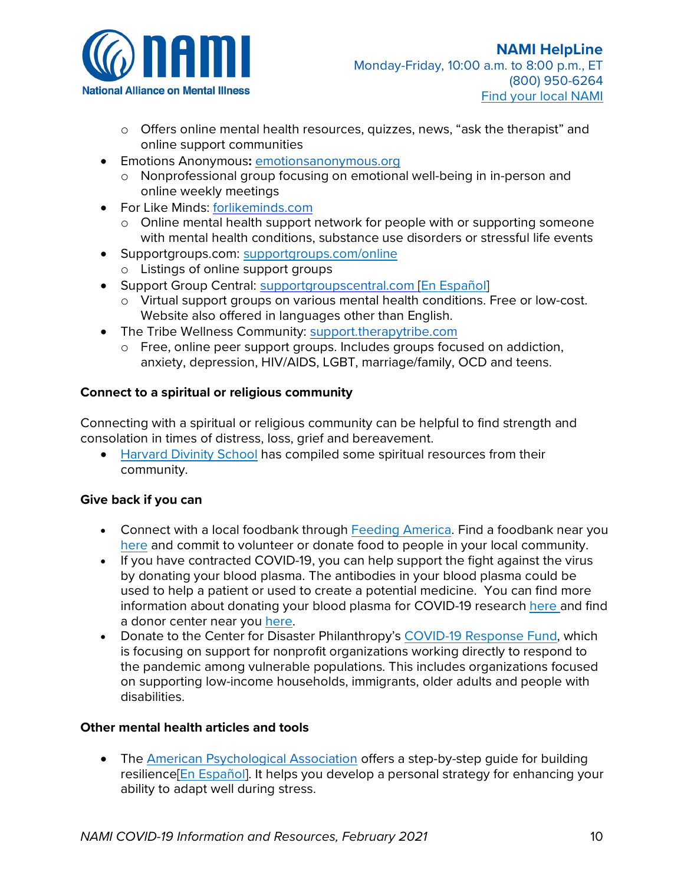- Offers online mental health resources, quizzes, news, "ask the therapist" and online support communities
- Emotions Anonymous**:** emotionsanonymous.org
  - Nonprofessional group focusing on emotional well-being in in-person and online weekly meetings
- For Like Minds: forlikeminds.com
  - Online mental health support network for people with or supporting someone with mental health conditions, substance use disorders or stressful life events
- Supportgroups.com: supportgroups.com/online
  - Listings of online support groups
- Support Group Central: supportgroupscentral.com [En Español]
  - Virtual support groups on various mental health conditions. Free or low-cost. Website also offered in languages other than English.
- The Tribe Wellness Community: support.therapytribe.com
  - Free, online peer support groups. Includes groups focused on addiction, anxiety, depression, HIV/AIDS, LGBT, marriage/family, OCD and teens.

**Connect to a spiritual or religious community**

Connecting with a spiritual or religious community can be helpful to find strength and consolation in times of distress, loss, grief and bereavement.

- Harvard Divinity School has compiled some spiritual resources from their community.

**Give back if you can**

- Connect with a local foodbank through Feeding America. Find a foodbank near you here and commit to volunteer or donate food to people in your local community.
- If you have contracted COVID-19, you can help support the fight against the virus by donating your blood plasma. The antibodies in your blood plasma could be used to help a patient or used to create a potential medicine. You can find more information about donating your blood plasma for COVID-19 research here and find a donor center near you here.
- Donate to the Center for Disaster Philanthropy's COVID-19 Response Fund, which is focusing on support for nonprofit organizations working directly to respond to the pandemic among vulnerable populations. This includes organizations focused on supporting low-income households, immigrants, older adults and people with disabilities.

**Other mental health articles and tools**

- The American Psychological Association offers a step-by-step guide for building resilience[En Español]. It helps you develop a personal strategy for enhancing your ability to adapt well during stress.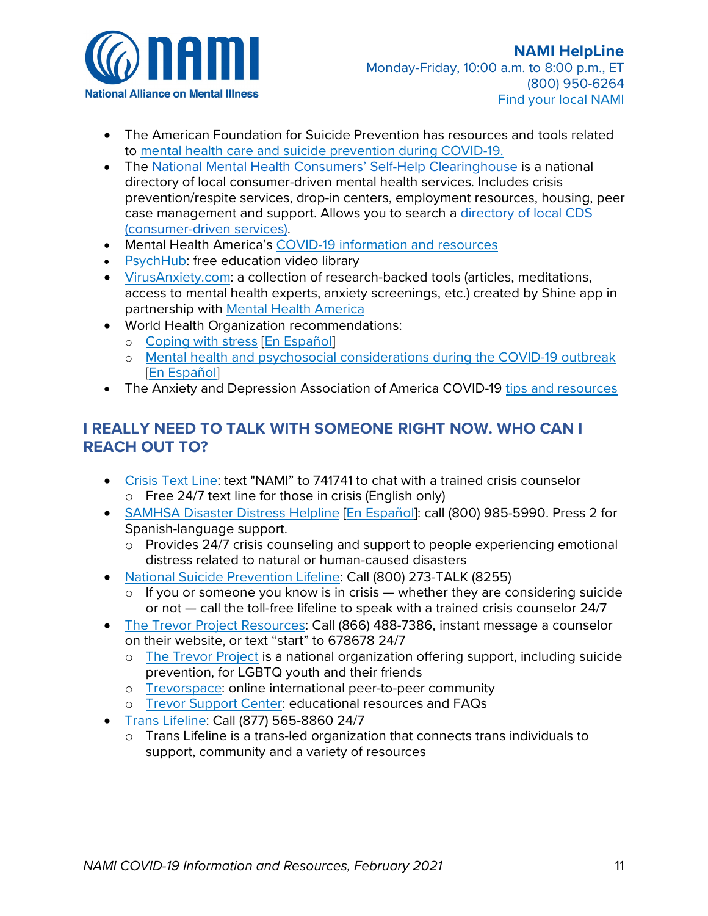- The American Foundation for Suicide Prevention has resources and tools related to mental health care and suicide prevention during COVID-19.
- The National Mental Health Consumers' Self-Help Clearinghouse is a national directory of local consumer-driven mental health services. Includes crisis prevention/respite services, drop-in centers, employment resources, housing, peer case management and support. Allows you to search a directory of local CDS (consumer-driven services).
- Mental Health America's COVID-19 information and resources
- PsychHub: free education video library
- VirusAnxiety.com: a collection of research-backed tools (articles, meditations, access to mental health experts, anxiety screenings, etc.) created by Shine app in partnership with Mental Health America
- World Health Organization recommendations:
  - Coping with stress [En Español]
  - Mental health and psychosocial considerations during the COVID-19 outbreak [En Español]
- The Anxiety and Depression Association of America COVID-19 tips and resources

## I REALLY NEED TO TALK WITH SOMEONE RIGHT NOW. WHO CAN I REACH OUT TO?

- Crisis Text Line: text "NAMI" to 741741 to chat with a trained crisis counselor
  - Free 24/7 text line for those in crisis (English only)
- SAMHSA Disaster Distress Helpline [En Español]: call (800) 985-5990. Press 2 for Spanish-language support.
  - Provides 24/7 crisis counseling and support to people experiencing emotional distress related to natural or human-caused disasters
- National Suicide Prevention Lifeline: Call (800) 273-TALK (8255)
  - If you or someone you know is in crisis — whether they are considering suicide or not — call the toll-free lifeline to speak with a trained crisis counselor 24/7
- The Trevor Project Resources: Call (866) 488-7386, instant message a counselor on their website, or text "start" to 678678 24/7
  - The Trevor Project is a national organization offering support, including suicide prevention, for LGBTQ youth and their friends
  - Trevorspace: online international peer-to-peer community
  - Trevor Support Center: educational resources and FAQs
- Trans Lifeline: Call (877) 565-8860 24/7
  - Trans Lifeline is a trans-led organization that connects trans individuals to support, community and a variety of resources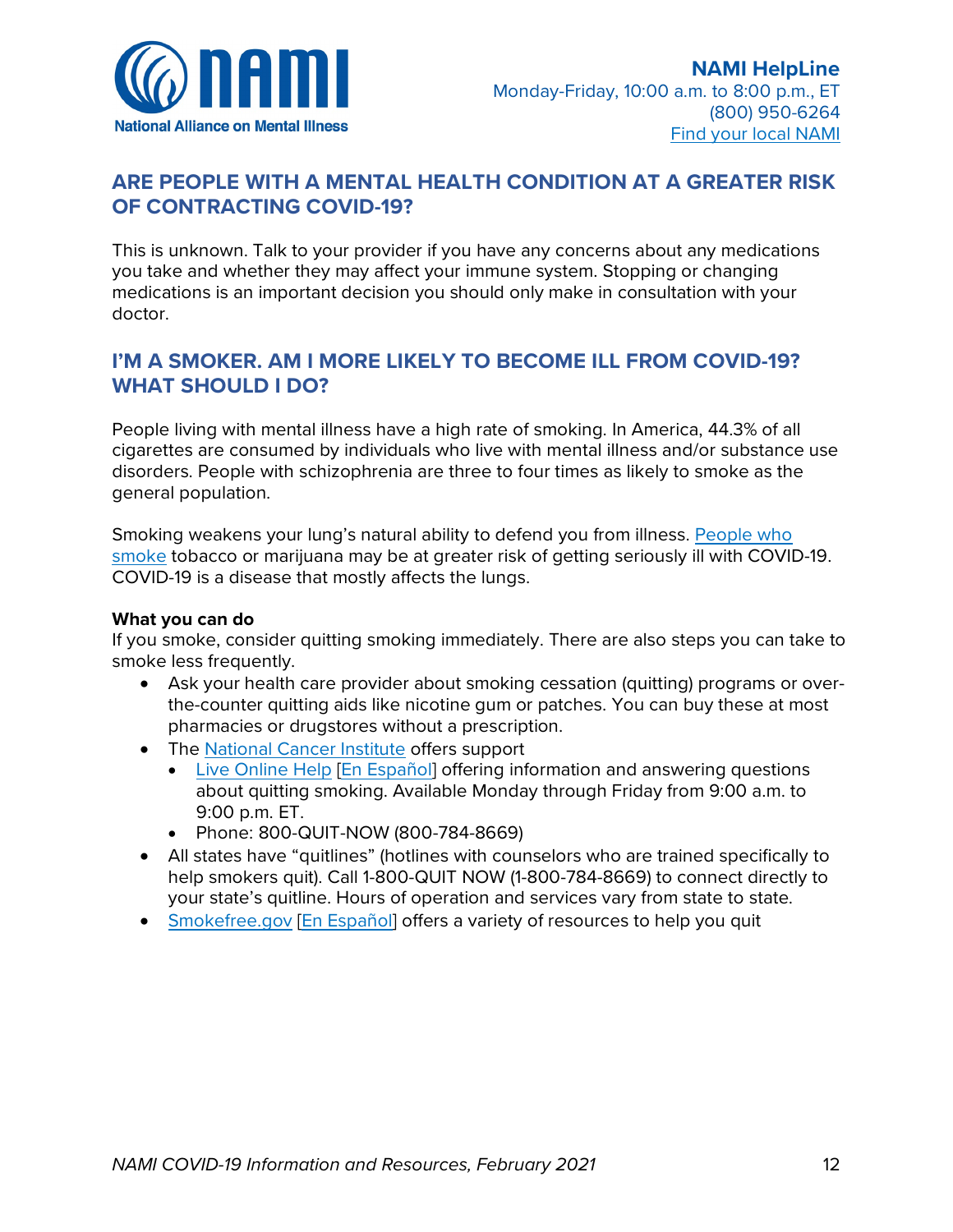## ARE PEOPLE WITH A MENTAL HEALTH CONDITION AT A GREATER RISK OF CONTRACTING COVID-19?

This is unknown. Talk to your provider if you have any concerns about any medications you take and whether they may affect your immune system. Stopping or changing medications is an important decision you should only make in consultation with your doctor.

## I'M A SMOKER. AM I MORE LIKELY TO BECOME ILL FROM COVID-19? WHAT SHOULD I DO?

People living with mental illness have a high rate of smoking. In America, 44.3% of all cigarettes are consumed by individuals who live with mental illness and/or substance use disorders. People with schizophrenia are three to four times as likely to smoke as the general population.

Smoking weakens your lung's natural ability to defend you from illness. People who smoke tobacco or marijuana may be at greater risk of getting seriously ill with COVID-19. COVID-19 is a disease that mostly affects the lungs.

**What you can do**

If you smoke, consider quitting smoking immediately. There are also steps you can take to smoke less frequently.

- Ask your health care provider about smoking cessation (quitting) programs or over-the-counter quitting aids like nicotine gum or patches. You can buy these at most pharmacies or drugstores without a prescription.
- The National Cancer Institute offers support
  - Live Online Help [En Español] offering information and answering questions about quitting smoking. Available Monday through Friday from 9:00 a.m. to 9:00 p.m. ET.
  - Phone: 800-QUIT-NOW (800-784-8669)
- All states have "quitlines" (hotlines with counselors who are trained specifically to help smokers quit). Call 1-800-QUIT NOW (1-800-784-8669) to connect directly to your state's quitline. Hours of operation and services vary from state to state.
- Smokefree.gov [En Español] offers a variety of resources to help you quit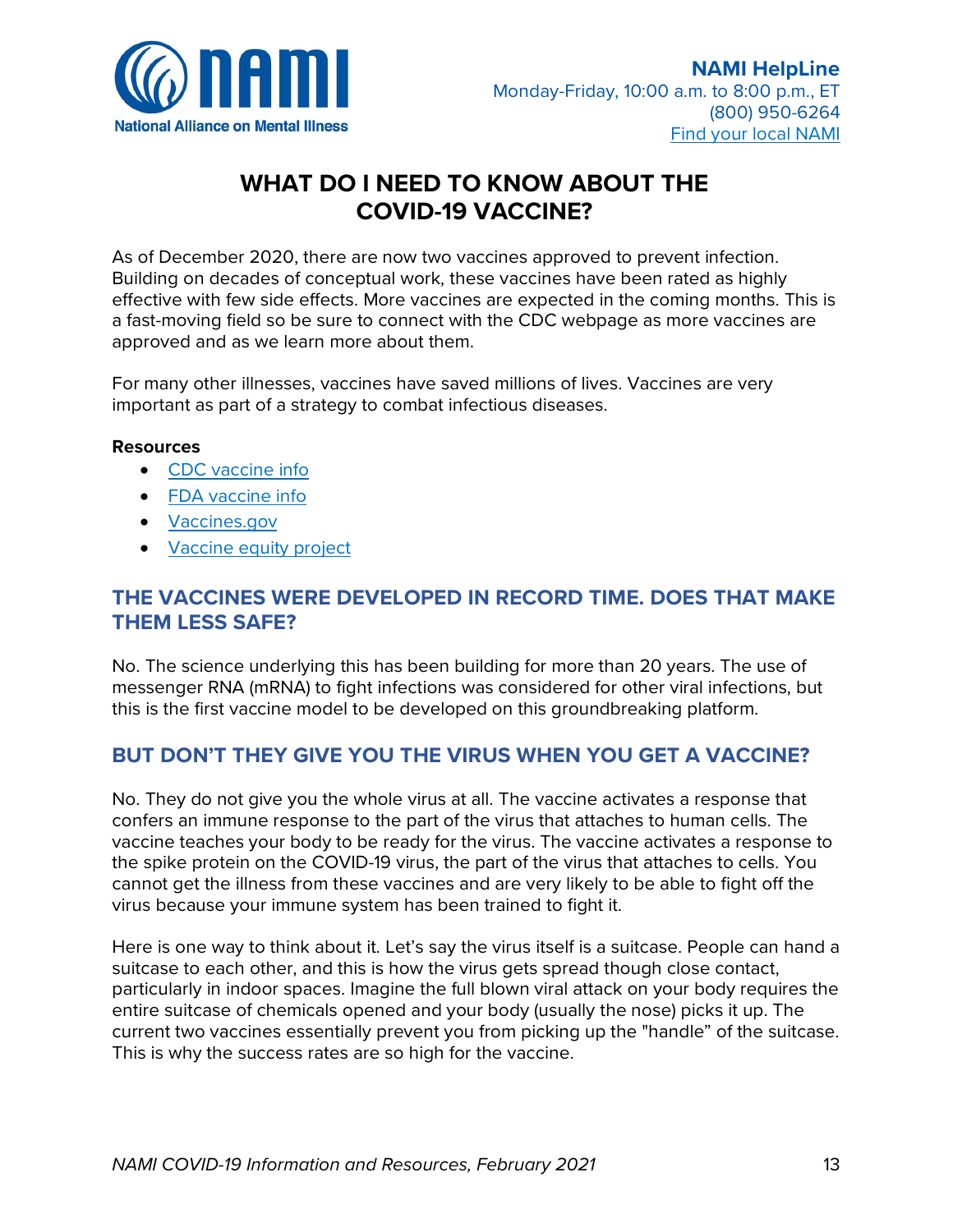**NAMI HelpLine**
Monday-Friday, 10:00 a.m. to 8:00 p.m., ET
(800) 950-6264
Find your local NAMI

# WHAT DO I NEED TO KNOW ABOUT THE COVID-19 VACCINE?

As of December 2020, there are now two vaccines approved to prevent infection. Building on decades of conceptual work, these vaccines have been rated as highly effective with few side effects. More vaccines are expected in the coming months. This is a fast-moving field so be sure to connect with the CDC webpage as more vaccines are approved and as we learn more about them.

For many other illnesses, vaccines have saved millions of lives. Vaccines are very important as part of a strategy to combat infectious diseases.

**Resources**

- CDC vaccine info
- FDA vaccine info
- Vaccines.gov
- Vaccine equity project

## THE VACCINES WERE DEVELOPED IN RECORD TIME. DOES THAT MAKE THEM LESS SAFE?

No. The science underlying this has been building for more than 20 years. The use of messenger RNA (mRNA) to fight infections was considered for other viral infections, but this is the first vaccine model to be developed on this groundbreaking platform.

## BUT DON'T THEY GIVE YOU THE VIRUS WHEN YOU GET A VACCINE?

No. They do not give you the whole virus at all. The vaccine activates a response that confers an immune response to the part of the virus that attaches to human cells. The vaccine teaches your body to be ready for the virus. The vaccine activates a response to the spike protein on the COVID-19 virus, the part of the virus that attaches to cells. You cannot get the illness from these vaccines and are very likely to be able to fight off the virus because your immune system has been trained to fight it.

Here is one way to think about it. Let's say the virus itself is a suitcase. People can hand a suitcase to each other, and this is how the virus gets spread though close contact, particularly in indoor spaces. Imagine the full blown viral attack on your body requires the entire suitcase of chemicals opened and your body (usually the nose) picks it up. The current two vaccines essentially prevent you from picking up the "handle" of the suitcase. This is why the success rates are so high for the vaccine.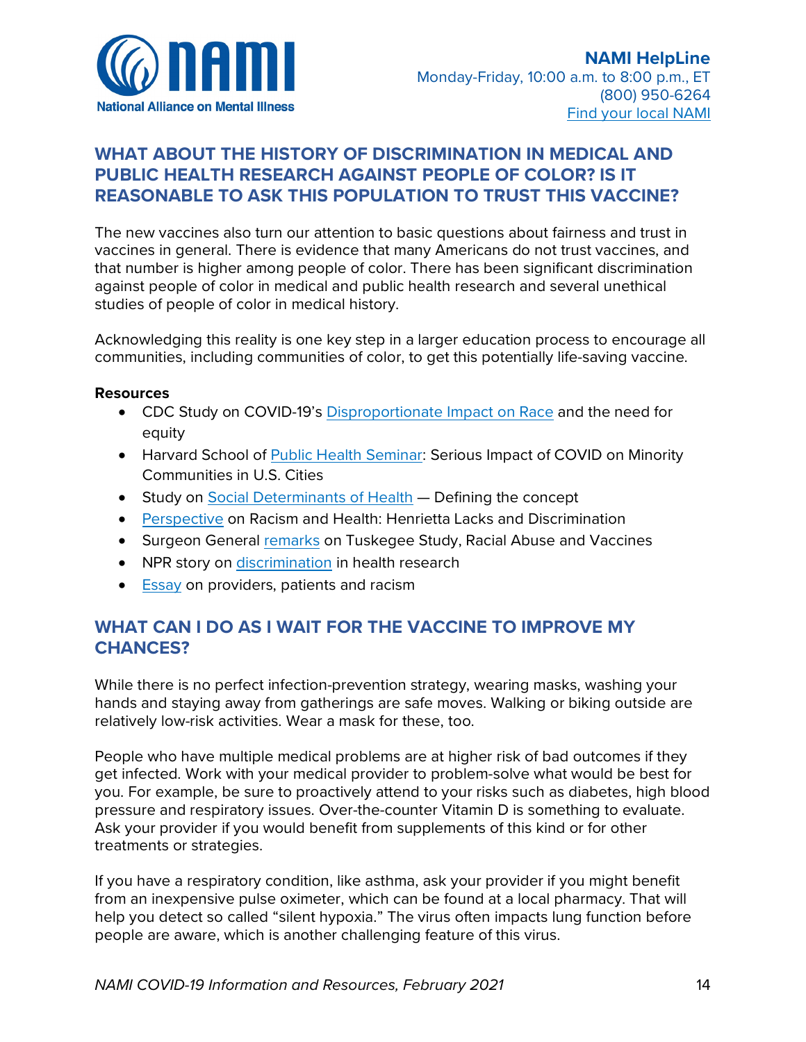## WHAT ABOUT THE HISTORY OF DISCRIMINATION IN MEDICAL AND PUBLIC HEALTH RESEARCH AGAINST PEOPLE OF COLOR? IS IT REASONABLE TO ASK THIS POPULATION TO TRUST THIS VACCINE?

The new vaccines also turn our attention to basic questions about fairness and trust in vaccines in general. There is evidence that many Americans do not trust vaccines, and that number is higher among people of color. There has been significant discrimination against people of color in medical and public health research and several unethical studies of people of color in medical history.

Acknowledging this reality is one key step in a larger education process to encourage all communities, including communities of color, to get this potentially life-saving vaccine.

**Resources**

- CDC Study on COVID-19's Disproportionate Impact on Race and the need for equity
- Harvard School of Public Health Seminar: Serious Impact of COVID on Minority Communities in U.S. Cities
- Study on Social Determinants of Health — Defining the concept
- Perspective on Racism and Health: Henrietta Lacks and Discrimination
- Surgeon General remarks on Tuskegee Study, Racial Abuse and Vaccines
- NPR story on discrimination in health research
- Essay on providers, patients and racism

## WHAT CAN I DO AS I WAIT FOR THE VACCINE TO IMPROVE MY CHANCES?

While there is no perfect infection-prevention strategy, wearing masks, washing your hands and staying away from gatherings are safe moves. Walking or biking outside are relatively low-risk activities. Wear a mask for these, too.

People who have multiple medical problems are at higher risk of bad outcomes if they get infected. Work with your medical provider to problem-solve what would be best for you. For example, be sure to proactively attend to your risks such as diabetes, high blood pressure and respiratory issues. Over-the-counter Vitamin D is something to evaluate. Ask your provider if you would benefit from supplements of this kind or for other treatments or strategies.

If you have a respiratory condition, like asthma, ask your provider if you might benefit from an inexpensive pulse oximeter, which can be found at a local pharmacy. That will help you detect so called "silent hypoxia." The virus often impacts lung function before people are aware, which is another challenging feature of this virus.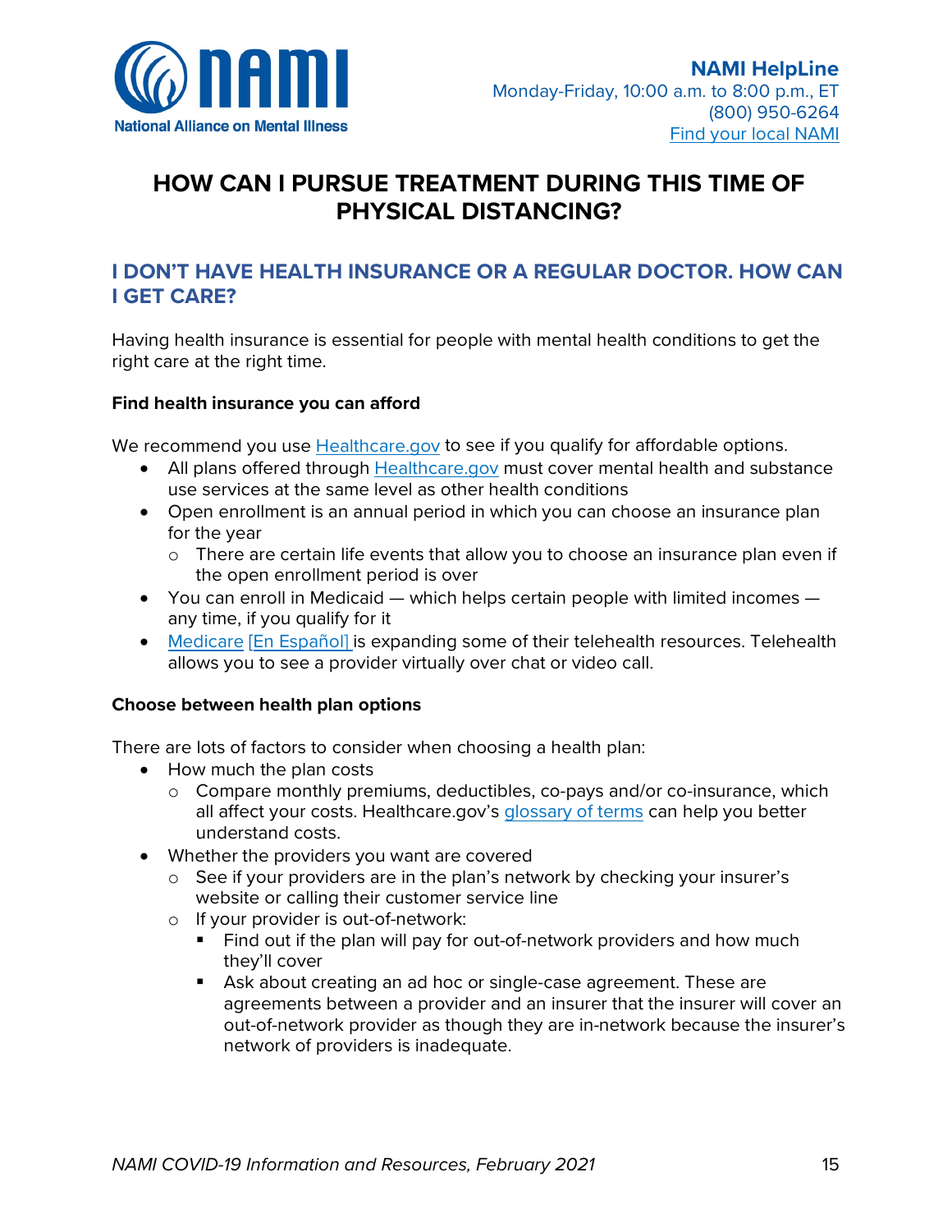# HOW CAN I PURSUE TREATMENT DURING THIS TIME OF PHYSICAL DISTANCING?

## I DON'T HAVE HEALTH INSURANCE OR A REGULAR DOCTOR. HOW CAN I GET CARE?

Having health insurance is essential for people with mental health conditions to get the right care at the right time.

**Find health insurance you can afford**

We recommend you use Healthcare.gov to see if you qualify for affordable options.

- All plans offered through Healthcare.gov must cover mental health and substance use services at the same level as other health conditions
- Open enrollment is an annual period in which you can choose an insurance plan for the year
  - There are certain life events that allow you to choose an insurance plan even if the open enrollment period is over
- You can enroll in Medicaid — which helps certain people with limited incomes — any time, if you qualify for it
- Medicare [En Español] is expanding some of their telehealth resources. Telehealth allows you to see a provider virtually over chat or video call.

**Choose between health plan options**

There are lots of factors to consider when choosing a health plan:

- How much the plan costs
  - Compare monthly premiums, deductibles, co-pays and/or co-insurance, which all affect your costs. Healthcare.gov's glossary of terms can help you better understand costs.
- Whether the providers you want are covered
  - See if your providers are in the plan's network by checking your insurer's website or calling their customer service line
  - If your provider is out-of-network:
    - Find out if the plan will pay for out-of-network providers and how much they'll cover
    - Ask about creating an ad hoc or single-case agreement. These are agreements between a provider and an insurer that the insurer will cover an out-of-network provider as though they are in-network because the insurer's network of providers is inadequate.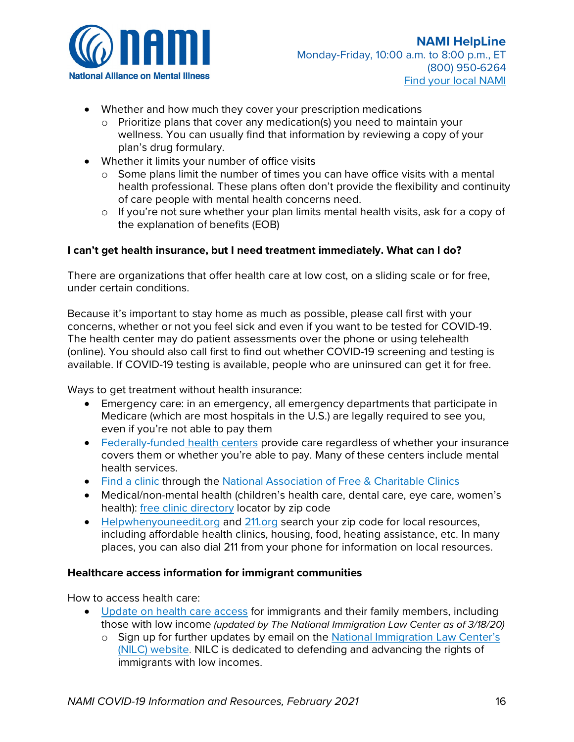- Whether and how much they cover your prescription medications
  - Prioritize plans that cover any medication(s) you need to maintain your wellness. You can usually find that information by reviewing a copy of your plan's drug formulary.
- Whether it limits your number of office visits
  - Some plans limit the number of times you can have office visits with a mental health professional. These plans often don't provide the flexibility and continuity of care people with mental health concerns need.
  - If you're not sure whether your plan limits mental health visits, ask for a copy of the explanation of benefits (EOB)

**I can't get health insurance, but I need treatment immediately. What can I do?**

There are organizations that offer health care at low cost, on a sliding scale or for free, under certain conditions.

Because it's important to stay home as much as possible, please call first with your concerns, whether or not you feel sick and even if you want to be tested for COVID-19. The health center may do patient assessments over the phone or using telehealth (online). You should also call first to find out whether COVID-19 screening and testing is available. If COVID-19 testing is available, people who are uninsured can get it for free.

Ways to get treatment without health insurance:

- Emergency care: in an emergency, all emergency departments that participate in Medicare (which are most hospitals in the U.S.) are legally required to see you, even if you're not able to pay them
- Federally-funded health centers provide care regardless of whether your insurance covers them or whether you're able to pay. Many of these centers include mental health services.
- Find a clinic through the National Association of Free & Charitable Clinics
- Medical/non-mental health (children's health care, dental care, eye care, women's health): free clinic directory locator by zip code
- Helpwhenyouneedit.org and 211.org search your zip code for local resources, including affordable health clinics, housing, food, heating assistance, etc. In many places, you can also dial 211 from your phone for information on local resources.

**Healthcare access information for immigrant communities**

How to access health care:

- Update on health care access for immigrants and their family members, including those with low income *(updated by The National Immigration Law Center as of 3/18/20)*
  - Sign up for further updates by email on the National Immigration Law Center's (NILC) website. NILC is dedicated to defending and advancing the rights of immigrants with low incomes.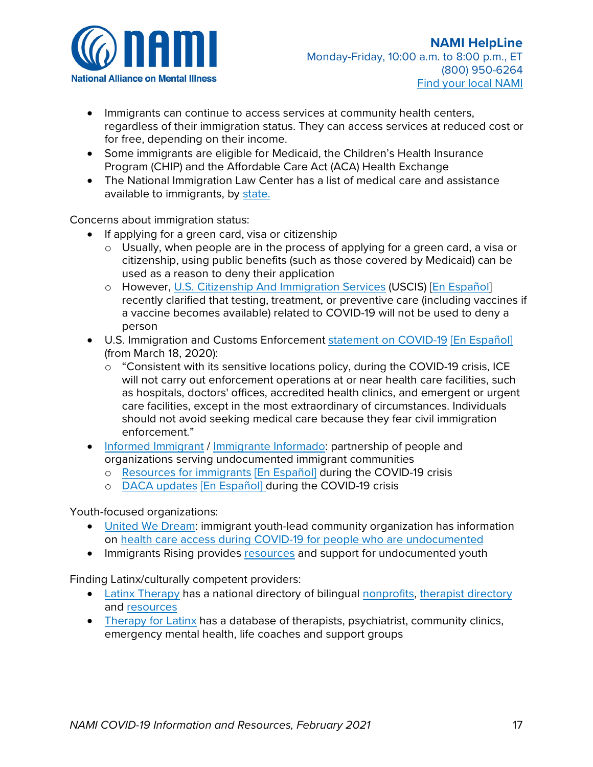- Immigrants can continue to access services at community health centers, regardless of their immigration status. They can access services at reduced cost or for free, depending on their income.
- Some immigrants are eligible for Medicaid, the Children's Health Insurance Program (CHIP) and the Affordable Care Act (ACA) Health Exchange
- The National Immigration Law Center has a list of medical care and assistance available to immigrants, by state.

Concerns about immigration status:

- If applying for a green card, visa or citizenship
  - Usually, when people are in the process of applying for a green card, a visa or citizenship, using public benefits (such as those covered by Medicaid) can be used as a reason to deny their application
  - However, U.S. Citizenship And Immigration Services (USCIS) [En Español] recently clarified that testing, treatment, or preventive care (including vaccines if a vaccine becomes available) related to COVID-19 will not be used to deny a person
- U.S. Immigration and Customs Enforcement statement on COVID-19 [En Español] (from March 18, 2020):
  - "Consistent with its sensitive locations policy, during the COVID-19 crisis, ICE will not carry out enforcement operations at or near health care facilities, such as hospitals, doctors' offices, accredited health clinics, and emergent or urgent care facilities, except in the most extraordinary of circumstances. Individuals should not avoid seeking medical care because they fear civil immigration enforcement."
- Informed Immigrant / Immigrante Informado: partnership of people and organizations serving undocumented immigrant communities
  - Resources for immigrants [En Español] during the COVID-19 crisis
  - DACA updates [En Español] during the COVID-19 crisis

Youth-focused organizations:

- United We Dream: immigrant youth-lead community organization has information on health care access during COVID-19 for people who are undocumented
- Immigrants Rising provides resources and support for undocumented youth

Finding Latinx/culturally competent providers:

- Latinx Therapy has a national directory of bilingual nonprofits, therapist directory and resources
- Therapy for Latinx has a database of therapists, psychiatrist, community clinics, emergency mental health, life coaches and support groups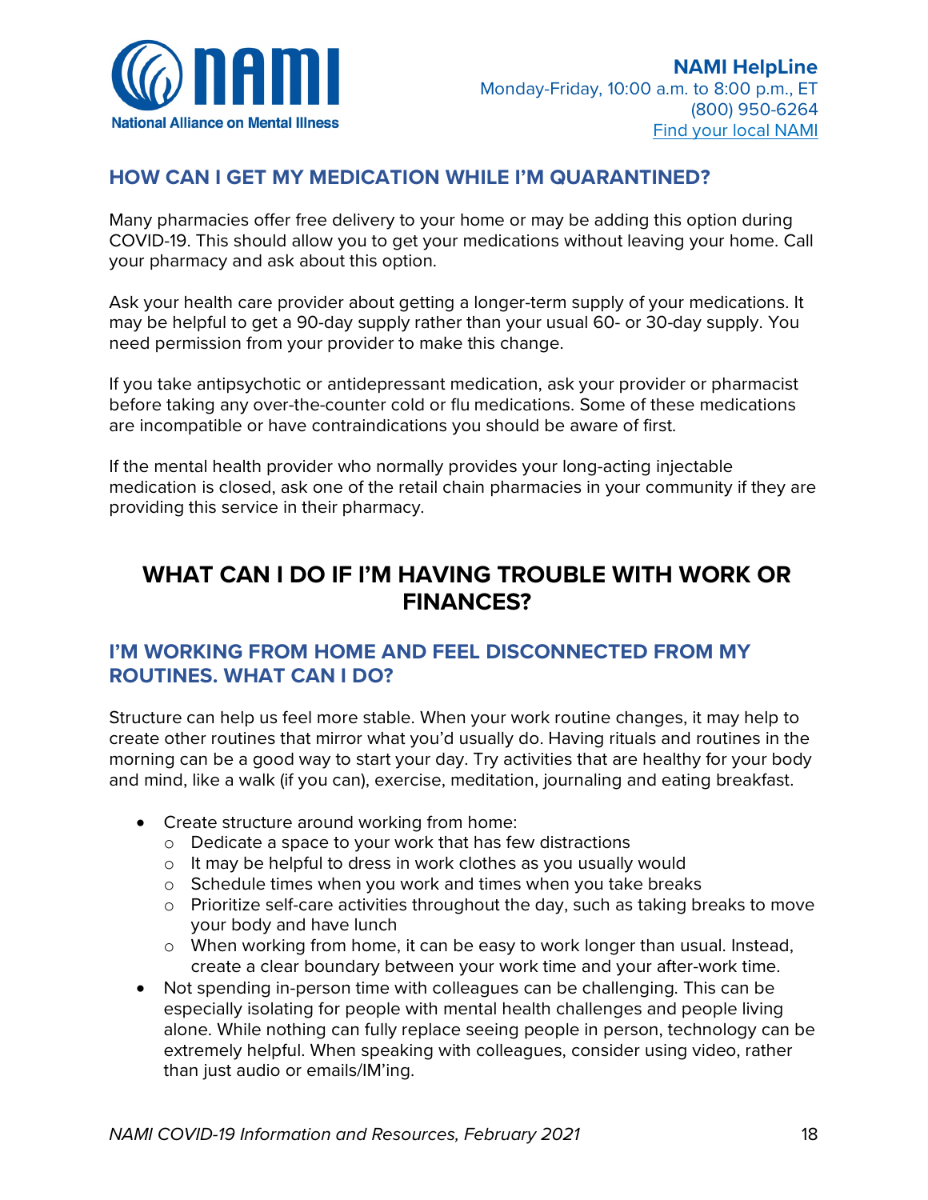## HOW CAN I GET MY MEDICATION WHILE I'M QUARANTINED?

Many pharmacies offer free delivery to your home or may be adding this option during COVID-19. This should allow you to get your medications without leaving your home. Call your pharmacy and ask about this option.

Ask your health care provider about getting a longer-term supply of your medications. It may be helpful to get a 90-day supply rather than your usual 60- or 30-day supply. You need permission from your provider to make this change.

If you take antipsychotic or antidepressant medication, ask your provider or pharmacist before taking any over-the-counter cold or flu medications. Some of these medications are incompatible or have contraindications you should be aware of first.

If the mental health provider who normally provides your long-acting injectable medication is closed, ask one of the retail chain pharmacies in your community if they are providing this service in their pharmacy.

# WHAT CAN I DO IF I'M HAVING TROUBLE WITH WORK OR FINANCES?

## I'M WORKING FROM HOME AND FEEL DISCONNECTED FROM MY ROUTINES. WHAT CAN I DO?

Structure can help us feel more stable. When your work routine changes, it may help to create other routines that mirror what you'd usually do. Having rituals and routines in the morning can be a good way to start your day. Try activities that are healthy for your body and mind, like a walk (if you can), exercise, meditation, journaling and eating breakfast.

- Create structure around working from home:
  - Dedicate a space to your work that has few distractions
  - It may be helpful to dress in work clothes as you usually would
  - Schedule times when you work and times when you take breaks
  - Prioritize self-care activities throughout the day, such as taking breaks to move your body and have lunch
  - When working from home, it can be easy to work longer than usual. Instead, create a clear boundary between your work time and your after-work time.
- Not spending in-person time with colleagues can be challenging. This can be especially isolating for people with mental health challenges and people living alone. While nothing can fully replace seeing people in person, technology can be extremely helpful. When speaking with colleagues, consider using video, rather than just audio or emails/IM'ing.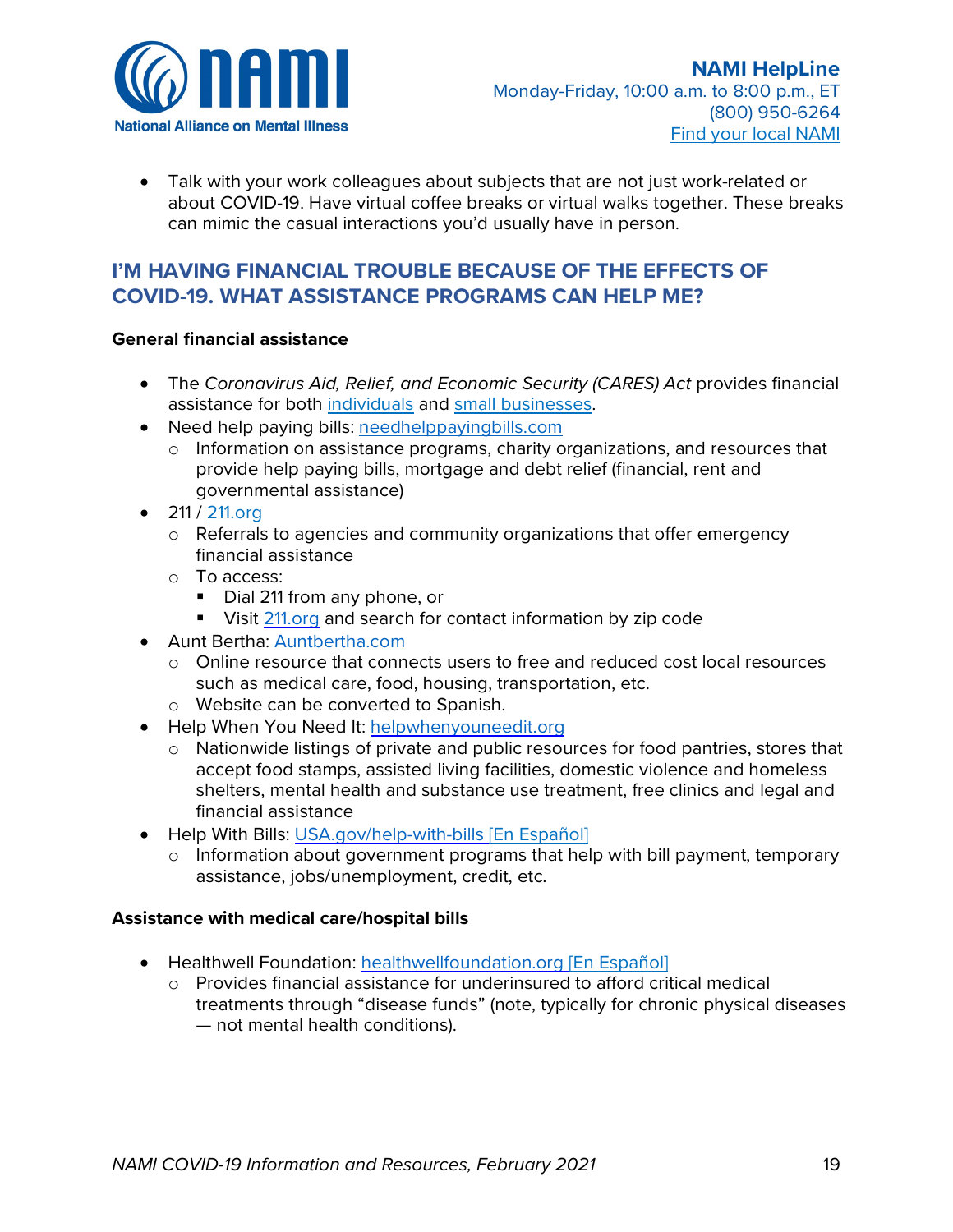- Talk with your work colleagues about subjects that are not just work-related or about COVID-19. Have virtual coffee breaks or virtual walks together. These breaks can mimic the casual interactions you'd usually have in person.

## I'M HAVING FINANCIAL TROUBLE BECAUSE OF THE EFFECTS OF COVID-19. WHAT ASSISTANCE PROGRAMS CAN HELP ME?

**General financial assistance**

- The *Coronavirus Aid, Relief, and Economic Security (CARES) Act* provides financial assistance for both individuals and small businesses.
- Need help paying bills: needhelppayingbills.com
  - Information on assistance programs, charity organizations, and resources that provide help paying bills, mortgage and debt relief (financial, rent and governmental assistance)
- 211 / 211.org
  - Referrals to agencies and community organizations that offer emergency financial assistance
  - To access:
    - Dial 211 from any phone, or
    - Visit 211.org and search for contact information by zip code
- Aunt Bertha: Auntbertha.com
  - Online resource that connects users to free and reduced cost local resources such as medical care, food, housing, transportation, etc.
  - Website can be converted to Spanish.
- Help When You Need It: helpwhenyouneedit.org
  - Nationwide listings of private and public resources for food pantries, stores that accept food stamps, assisted living facilities, domestic violence and homeless shelters, mental health and substance use treatment, free clinics and legal and financial assistance
- Help With Bills: USA.gov/help-with-bills [En Español]
  - Information about government programs that help with bill payment, temporary assistance, jobs/unemployment, credit, etc.

**Assistance with medical care/hospital bills**

- Healthwell Foundation: healthwellfoundation.org [En Español]
  - Provides financial assistance for underinsured to afford critical medical treatments through "disease funds" (note, typically for chronic physical diseases — not mental health conditions).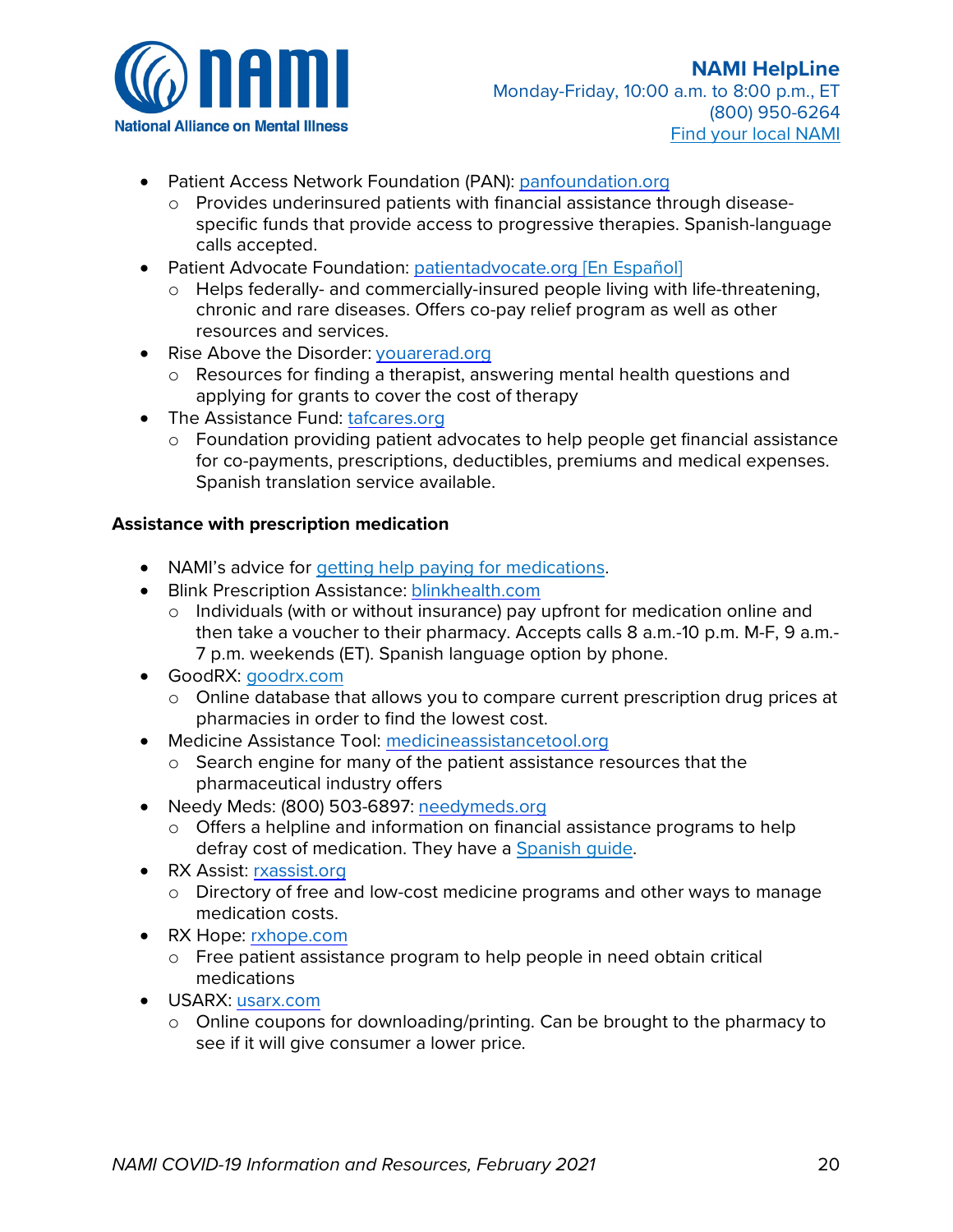- Patient Access Network Foundation (PAN): panfoundation.org
  - Provides underinsured patients with financial assistance through disease-specific funds that provide access to progressive therapies. Spanish-language calls accepted.
- Patient Advocate Foundation: patientadvocate.org [En Español]
  - Helps federally- and commercially-insured people living with life-threatening, chronic and rare diseases. Offers co-pay relief program as well as other resources and services.
- Rise Above the Disorder: youarerad.org
  - Resources for finding a therapist, answering mental health questions and applying for grants to cover the cost of therapy
- The Assistance Fund: tafcares.org
  - Foundation providing patient advocates to help people get financial assistance for co-payments, prescriptions, deductibles, premiums and medical expenses. Spanish translation service available.

**Assistance with prescription medication**

- NAMI's advice for getting help paying for medications.
- Blink Prescription Assistance: blinkhealth.com
  - Individuals (with or without insurance) pay upfront for medication online and then take a voucher to their pharmacy. Accepts calls 8 a.m.-10 p.m. M-F, 9 a.m.-7 p.m. weekends (ET). Spanish language option by phone.
- GoodRX: goodrx.com
  - Online database that allows you to compare current prescription drug prices at pharmacies in order to find the lowest cost.
- Medicine Assistance Tool: medicineassistancetool.org
  - Search engine for many of the patient assistance resources that the pharmaceutical industry offers
- Needy Meds: (800) 503-6897: needymeds.org
  - Offers a helpline and information on financial assistance programs to help defray cost of medication. They have a Spanish guide.
- RX Assist: rxassist.org
  - Directory of free and low-cost medicine programs and other ways to manage medication costs.
- RX Hope: rxhope.com
  - Free patient assistance program to help people in need obtain critical medications
- USARX: usarx.com
  - Online coupons for downloading/printing. Can be brought to the pharmacy to see if it will give consumer a lower price.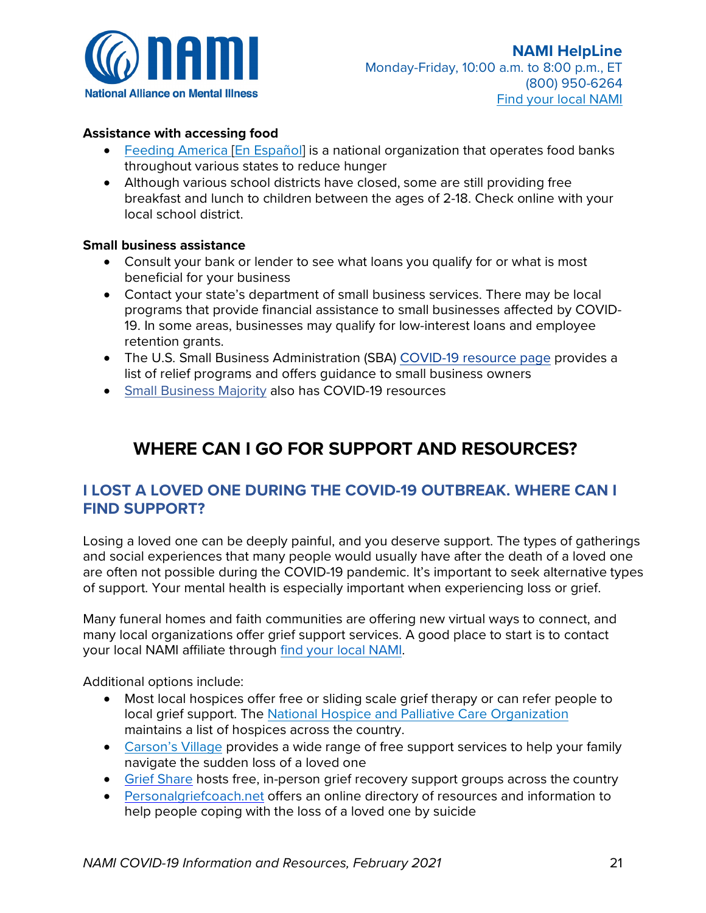**Assistance with accessing food**

- Feeding America [En Español] is a national organization that operates food banks throughout various states to reduce hunger
- Although various school districts have closed, some are still providing free breakfast and lunch to children between the ages of 2-18. Check online with your local school district.

**Small business assistance**

- Consult your bank or lender to see what loans you qualify for or what is most beneficial for your business
- Contact your state's department of small business services. There may be local programs that provide financial assistance to small businesses affected by COVID-19. In some areas, businesses may qualify for low-interest loans and employee retention grants.
- The U.S. Small Business Administration (SBA) COVID-19 resource page provides a list of relief programs and offers guidance to small business owners
- Small Business Majority also has COVID-19 resources

## WHERE CAN I GO FOR SUPPORT AND RESOURCES?

### I LOST A LOVED ONE DURING THE COVID-19 OUTBREAK. WHERE CAN I FIND SUPPORT?

Losing a loved one can be deeply painful, and you deserve support. The types of gatherings and social experiences that many people would usually have after the death of a loved one are often not possible during the COVID-19 pandemic. It's important to seek alternative types of support. Your mental health is especially important when experiencing loss or grief.

Many funeral homes and faith communities are offering new virtual ways to connect, and many local organizations offer grief support services. A good place to start is to contact your local NAMI affiliate through find your local NAMI.

Additional options include:

- Most local hospices offer free or sliding scale grief therapy or can refer people to local grief support. The National Hospice and Palliative Care Organization maintains a list of hospices across the country.
- Carson's Village provides a wide range of free support services to help your family navigate the sudden loss of a loved one
- Grief Share hosts free, in-person grief recovery support groups across the country
- Personalgriefcoach.net offers an online directory of resources and information to help people coping with the loss of a loved one by suicide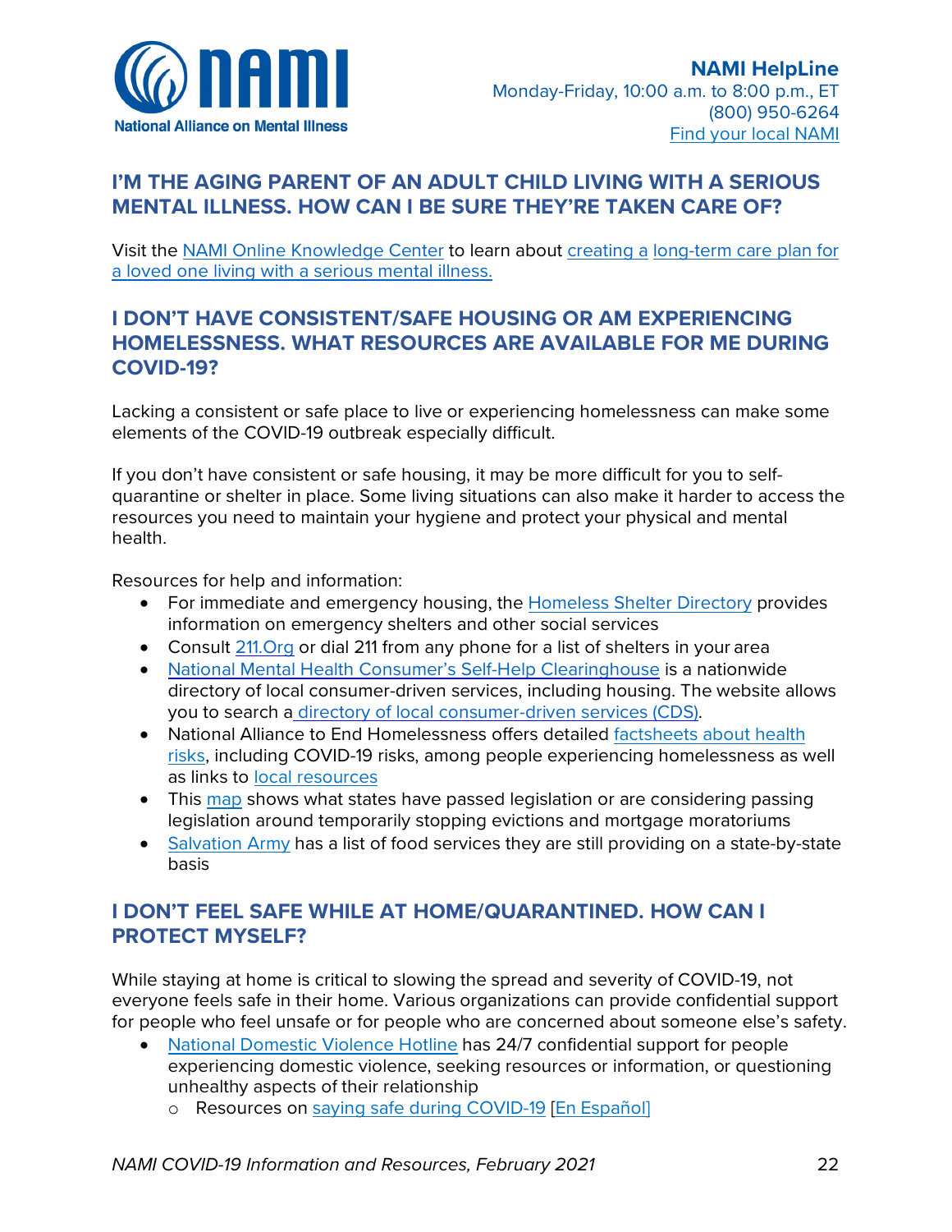## I'M THE AGING PARENT OF AN ADULT CHILD LIVING WITH A SERIOUS MENTAL ILLNESS. HOW CAN I BE SURE THEY'RE TAKEN CARE OF?

Visit the NAMI Online Knowledge Center to learn about creating a long-term care plan for a loved one living with a serious mental illness.

## I DON'T HAVE CONSISTENT/SAFE HOUSING OR AM EXPERIENCING HOMELESSNESS. WHAT RESOURCES ARE AVAILABLE FOR ME DURING COVID-19?

Lacking a consistent or safe place to live or experiencing homelessness can make some elements of the COVID-19 outbreak especially difficult.

If you don't have consistent or safe housing, it may be more difficult for you to self-quarantine or shelter in place. Some living situations can also make it harder to access the resources you need to maintain your hygiene and protect your physical and mental health.

Resources for help and information:

- For immediate and emergency housing, the Homeless Shelter Directory provides information on emergency shelters and other social services
- Consult 211.Org or dial 211 from any phone for a list of shelters in your area
- National Mental Health Consumer's Self-Help Clearinghouse is a nationwide directory of local consumer-driven services, including housing. The website allows you to search a directory of local consumer-driven services (CDS).
- National Alliance to End Homelessness offers detailed factsheets about health risks, including COVID-19 risks, among people experiencing homelessness as well as links to local resources
- This map shows what states have passed legislation or are considering passing legislation around temporarily stopping evictions and mortgage moratoriums
- Salvation Army has a list of food services they are still providing on a state-by-state basis

## I DON'T FEEL SAFE WHILE AT HOME/QUARANTINED. HOW CAN I PROTECT MYSELF?

While staying at home is critical to slowing the spread and severity of COVID-19, not everyone feels safe in their home. Various organizations can provide confidential support for people who feel unsafe or for people who are concerned about someone else's safety.

- National Domestic Violence Hotline has 24/7 confidential support for people experiencing domestic violence, seeking resources or information, or questioning unhealthy aspects of their relationship
    - Resources on saying safe during COVID-19 [En Español]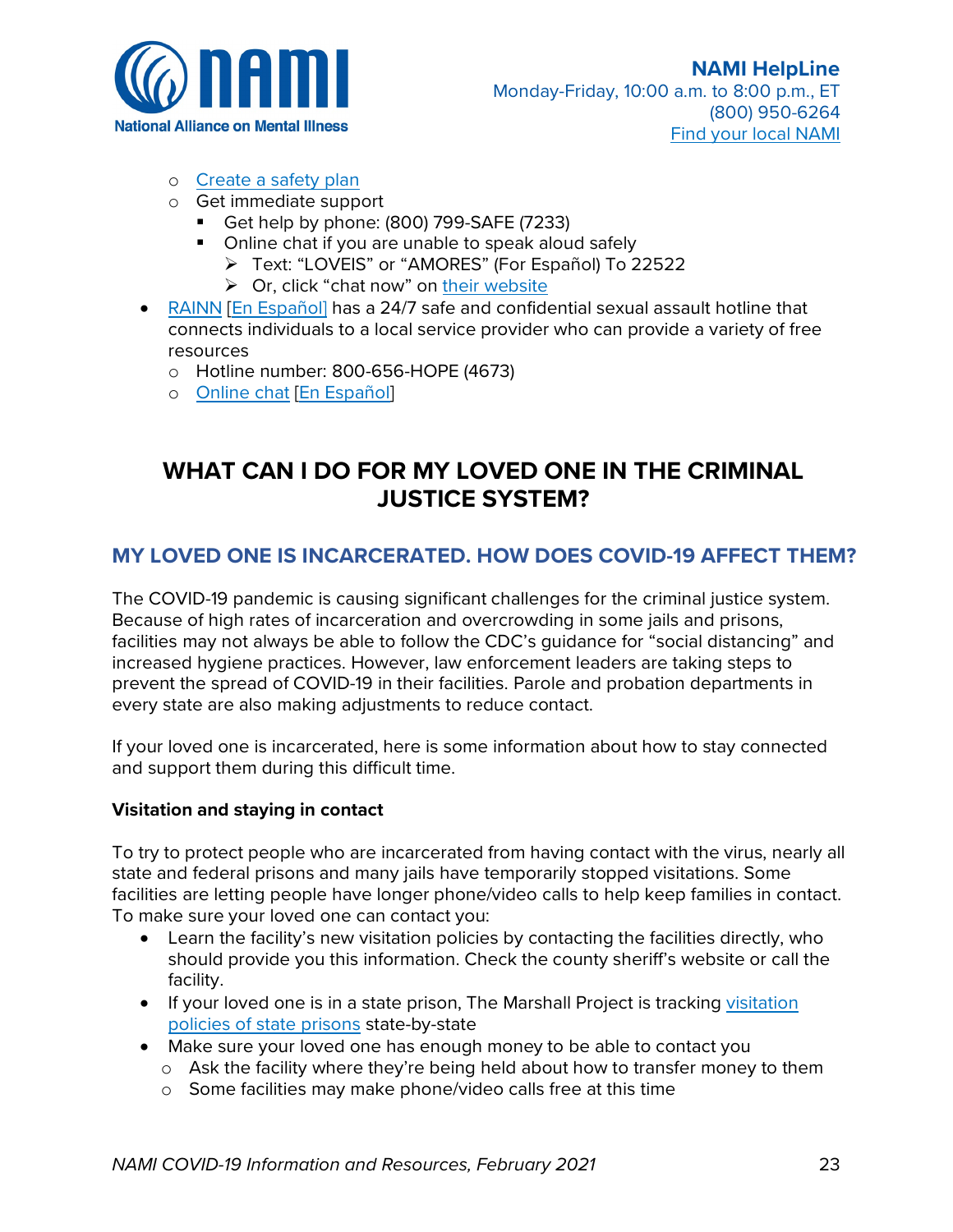- [Create a safety plan](#)
 - Get immediate support
 - Get help by phone: (800) 799-SAFE (7233)
 - Online chat if you are unable to speak aloud safely
 - Text: "LOVEIS" or "AMORES" (For Español) To 22522
 - Or, click "chat now" on [their website](#)
- [RAINN](#) [[En Español](#)] has a 24/7 safe and confidential sexual assault hotline that connects individuals to a local service provider who can provide a variety of free resources
 - Hotline number: 800-656-HOPE (4673)
 - [Online chat](#) [[En Español](#)]

# WHAT CAN I DO FOR MY LOVED ONE IN THE CRIMINAL JUSTICE SYSTEM?

## MY LOVED ONE IS INCARCERATED. HOW DOES COVID-19 AFFECT THEM?

The COVID-19 pandemic is causing significant challenges for the criminal justice system. Because of high rates of incarceration and overcrowding in some jails and prisons, facilities may not always be able to follow the CDC's guidance for "social distancing" and increased hygiene practices. However, law enforcement leaders are taking steps to prevent the spread of COVID-19 in their facilities. Parole and probation departments in every state are also making adjustments to reduce contact.

If your loved one is incarcerated, here is some information about how to stay connected and support them during this difficult time.

**Visitation and staying in contact**

To try to protect people who are incarcerated from having contact with the virus, nearly all state and federal prisons and many jails have temporarily stopped visitations. Some facilities are letting people have longer phone/video calls to help keep families in contact. To make sure your loved one can contact you:

- Learn the facility's new visitation policies by contacting the facilities directly, who should provide you this information. Check the county sheriff's website or call the facility.
- If your loved one is in a state prison, The Marshall Project is tracking [visitation policies of state prisons](#) state-by-state
- Make sure your loved one has enough money to be able to contact you
 - Ask the facility where they're being held about how to transfer money to them
 - Some facilities may make phone/video calls free at this time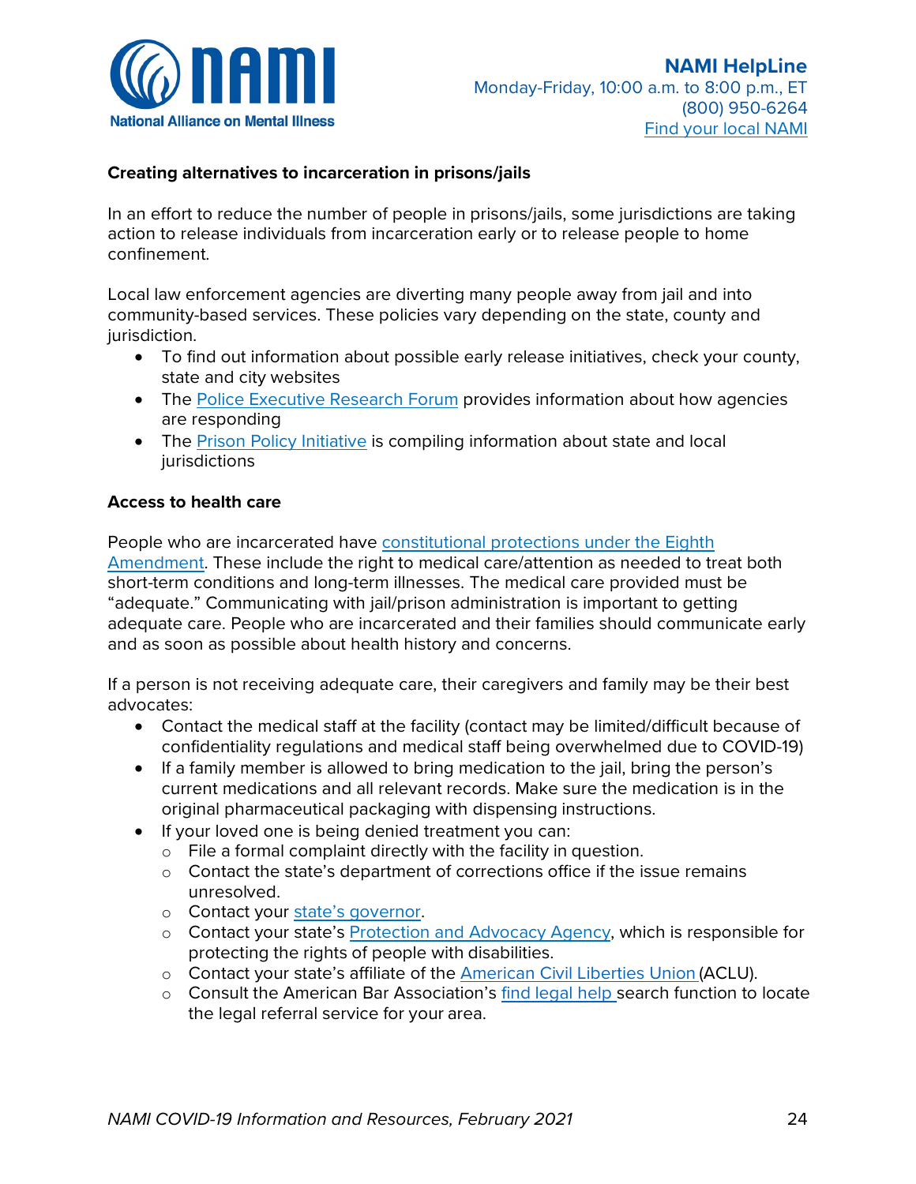**Creating alternatives to incarceration in prisons/jails**

In an effort to reduce the number of people in prisons/jails, some jurisdictions are taking action to release individuals from incarceration early or to release people to home confinement.

Local law enforcement agencies are diverting many people away from jail and into community-based services. These policies vary depending on the state, county and jurisdiction.

- To find out information about possible early release initiatives, check your county, state and city websites
- The Police Executive Research Forum provides information about how agencies are responding
- The Prison Policy Initiative is compiling information about state and local jurisdictions

**Access to health care**

People who are incarcerated have constitutional protections under the Eighth Amendment. These include the right to medical care/attention as needed to treat both short-term conditions and long-term illnesses. The medical care provided must be "adequate." Communicating with jail/prison administration is important to getting adequate care. People who are incarcerated and their families should communicate early and as soon as possible about health history and concerns.

If a person is not receiving adequate care, their caregivers and family may be their best advocates:

- Contact the medical staff at the facility (contact may be limited/difficult because of confidentiality regulations and medical staff being overwhelmed due to COVID-19)
- If a family member is allowed to bring medication to the jail, bring the person's current medications and all relevant records. Make sure the medication is in the original pharmaceutical packaging with dispensing instructions.
- If your loved one is being denied treatment you can:
  - File a formal complaint directly with the facility in question.
  - Contact the state's department of corrections office if the issue remains unresolved.
  - Contact your state's governor.
  - Contact your state's Protection and Advocacy Agency, which is responsible for protecting the rights of people with disabilities.
  - Contact your state's affiliate of the American Civil Liberties Union (ACLU).
  - Consult the American Bar Association's find legal help search function to locate the legal referral service for your area.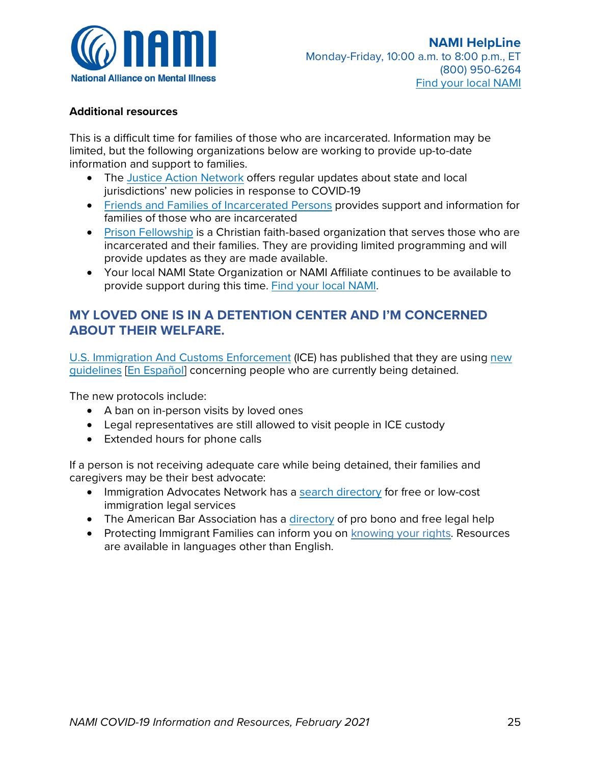**Additional resources**

This is a difficult time for families of those who are incarcerated. Information may be limited, but the following organizations below are working to provide up-to-date information and support to families.

- The Justice Action Network offers regular updates about state and local jurisdictions' new policies in response to COVID-19
- Friends and Families of Incarcerated Persons provides support and information for families of those who are incarcerated
- Prison Fellowship is a Christian faith-based organization that serves those who are incarcerated and their families. They are providing limited programming and will provide updates as they are made available.
- Your local NAMI State Organization or NAMI Affiliate continues to be available to provide support during this time. Find your local NAMI.

## MY LOVED ONE IS IN A DETENTION CENTER AND I'M CONCERNED ABOUT THEIR WELFARE.

U.S. Immigration And Customs Enforcement (ICE) has published that they are using new guidelines [En Español] concerning people who are currently being detained.

The new protocols include:

- A ban on in-person visits by loved ones
- Legal representatives are still allowed to visit people in ICE custody
- Extended hours for phone calls

If a person is not receiving adequate care while being detained, their families and caregivers may be their best advocate:

- Immigration Advocates Network has a search directory for free or low-cost immigration legal services
- The American Bar Association has a directory of pro bono and free legal help
- Protecting Immigrant Families can inform you on knowing your rights. Resources are available in languages other than English.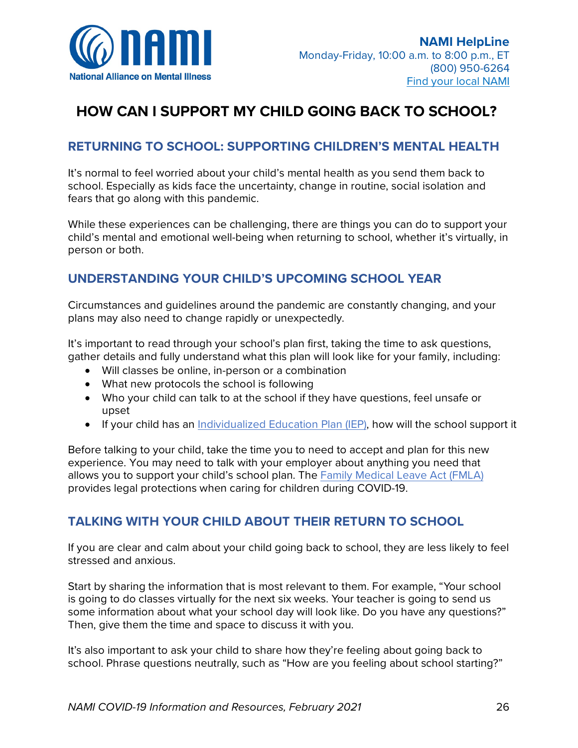# HOW CAN I SUPPORT MY CHILD GOING BACK TO SCHOOL?

## RETURNING TO SCHOOL: SUPPORTING CHILDREN'S MENTAL HEALTH

It's normal to feel worried about your child's mental health as you send them back to school. Especially as kids face the uncertainty, change in routine, social isolation and fears that go along with this pandemic.

While these experiences can be challenging, there are things you can do to support your child's mental and emotional well-being when returning to school, whether it's virtually, in person or both.

## UNDERSTANDING YOUR CHILD'S UPCOMING SCHOOL YEAR

Circumstances and guidelines around the pandemic are constantly changing, and your plans may also need to change rapidly or unexpectedly.

It's important to read through your school's plan first, taking the time to ask questions, gather details and fully understand what this plan will look like for your family, including:

- Will classes be online, in-person or a combination
- What new protocols the school is following
- Who your child can talk to at the school if they have questions, feel unsafe or upset
- If your child has an [Individualized Education Plan (IEP)](), how will the school support it

Before talking to your child, take the time you to need to accept and plan for this new experience. You may need to talk with your employer about anything you need that allows you to support your child's school plan. The [Family Medical Leave Act (FMLA)]() provides legal protections when caring for children during COVID-19.

## TALKING WITH YOUR CHILD ABOUT THEIR RETURN TO SCHOOL

If you are clear and calm about your child going back to school, they are less likely to feel stressed and anxious.

Start by sharing the information that is most relevant to them. For example, "Your school is going to do classes virtually for the next six weeks. Your teacher is going to send us some information about what your school day will look like. Do you have any questions?" Then, give them the time and space to discuss it with you.

It's also important to ask your child to share how they're feeling about going back to school. Phrase questions neutrally, such as "How are you feeling about school starting?"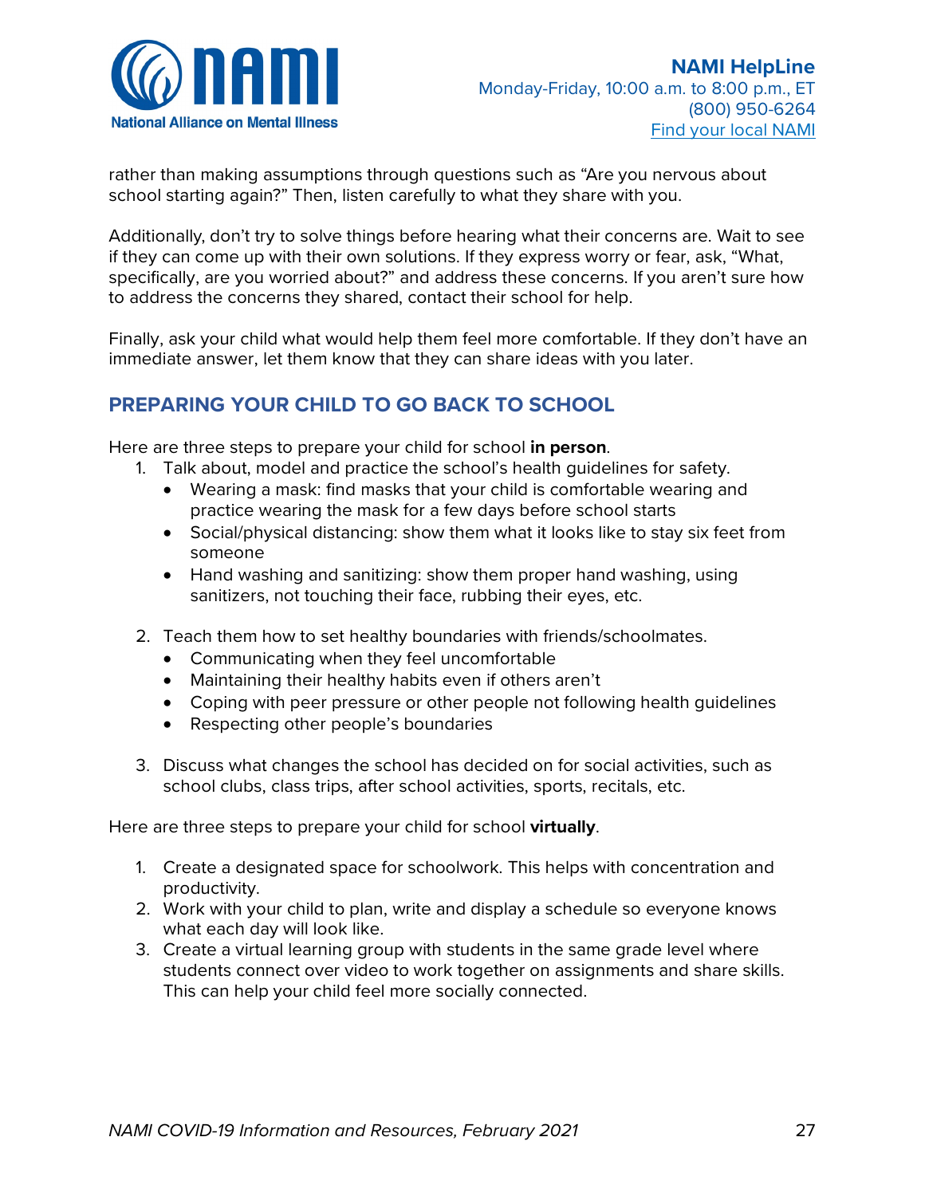rather than making assumptions through questions such as “Are you nervous about school starting again?” Then, listen carefully to what they share with you.

Additionally, don’t try to solve things before hearing what their concerns are. Wait to see if they can come up with their own solutions. If they express worry or fear, ask, “What, specifically, are you worried about?” and address these concerns. If you aren’t sure how to address the concerns they shared, contact their school for help.

Finally, ask your child what would help them feel more comfortable. If they don’t have an immediate answer, let them know that they can share ideas with you later.

## PREPARING YOUR CHILD TO GO BACK TO SCHOOL

Here are three steps to prepare your child for school **in person**.

1. Talk about, model and practice the school’s health guidelines for safety.
   - Wearing a mask: find masks that your child is comfortable wearing and practice wearing the mask for a few days before school starts
   - Social/physical distancing: show them what it looks like to stay six feet from someone
   - Hand washing and sanitizing: show them proper hand washing, using sanitizers, not touching their face, rubbing their eyes, etc.
2. Teach them how to set healthy boundaries with friends/schoolmates.
   - Communicating when they feel uncomfortable
   - Maintaining their healthy habits even if others aren’t
   - Coping with peer pressure or other people not following health guidelines
   - Respecting other people’s boundaries
3. Discuss what changes the school has decided on for social activities, such as school clubs, class trips, after school activities, sports, recitals, etc.

Here are three steps to prepare your child for school **virtually**.

1. Create a designated space for schoolwork. This helps with concentration and productivity.
2. Work with your child to plan, write and display a schedule so everyone knows what each day will look like.
3. Create a virtual learning group with students in the same grade level where students connect over video to work together on assignments and share skills. This can help your child feel more socially connected.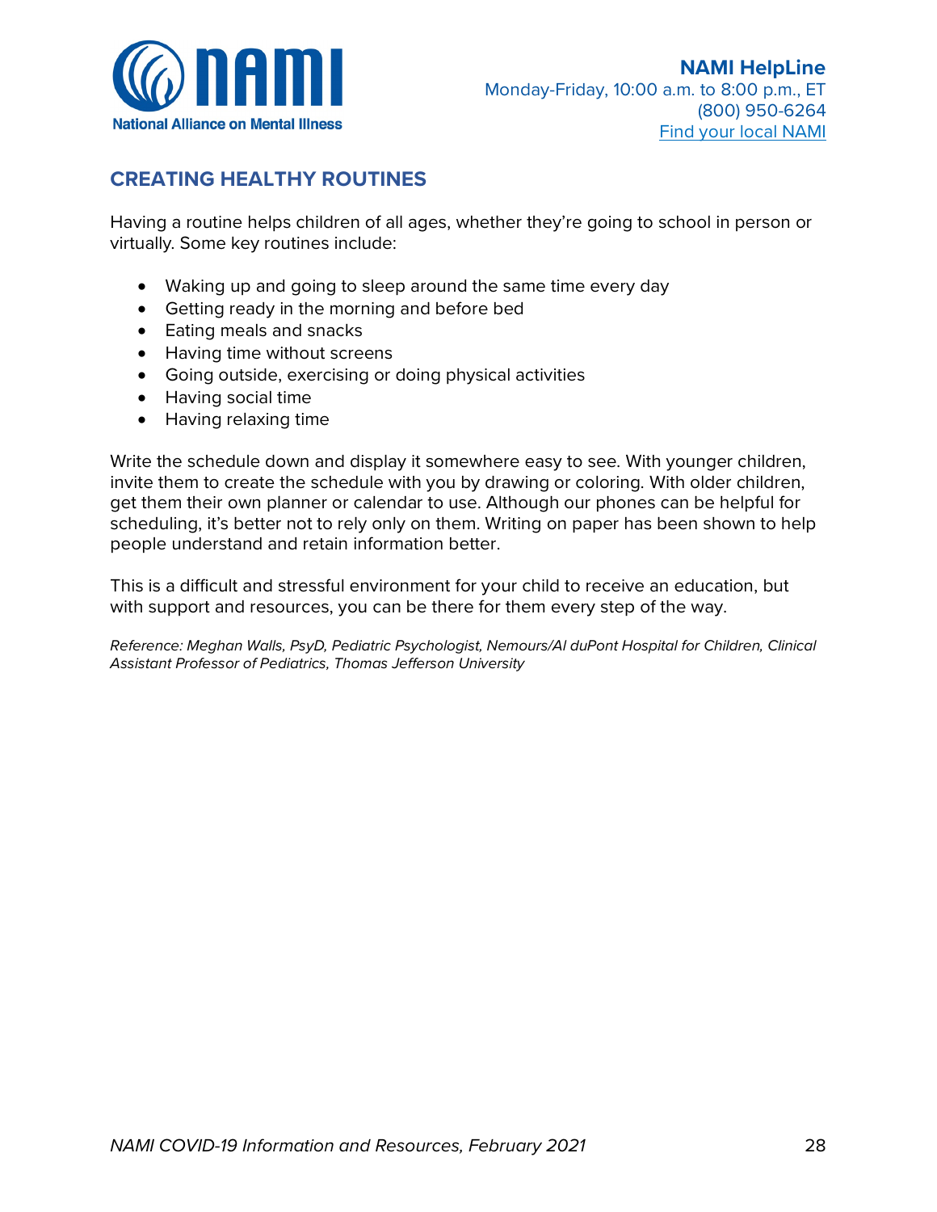**NAMI HelpLine**
Monday-Friday, 10:00 a.m. to 8:00 p.m., ET
(800) 950-6264
Find your local NAMI

## CREATING HEALTHY ROUTINES

Having a routine helps children of all ages, whether they're going to school in person or virtually. Some key routines include:

- Waking up and going to sleep around the same time every day
- Getting ready in the morning and before bed
- Eating meals and snacks
- Having time without screens
- Going outside, exercising or doing physical activities
- Having social time
- Having relaxing time

Write the schedule down and display it somewhere easy to see. With younger children, invite them to create the schedule with you by drawing or coloring. With older children, get them their own planner or calendar to use. Although our phones can be helpful for scheduling, it's better not to rely only on them. Writing on paper has been shown to help people understand and retain information better.

This is a difficult and stressful environment for your child to receive an education, but with support and resources, you can be there for them every step of the way.

*Reference: Meghan Walls, PsyD, Pediatric Psychologist, Nemours/Al duPont Hospital for Children, Clinical Assistant Professor of Pediatrics, Thomas Jefferson University*